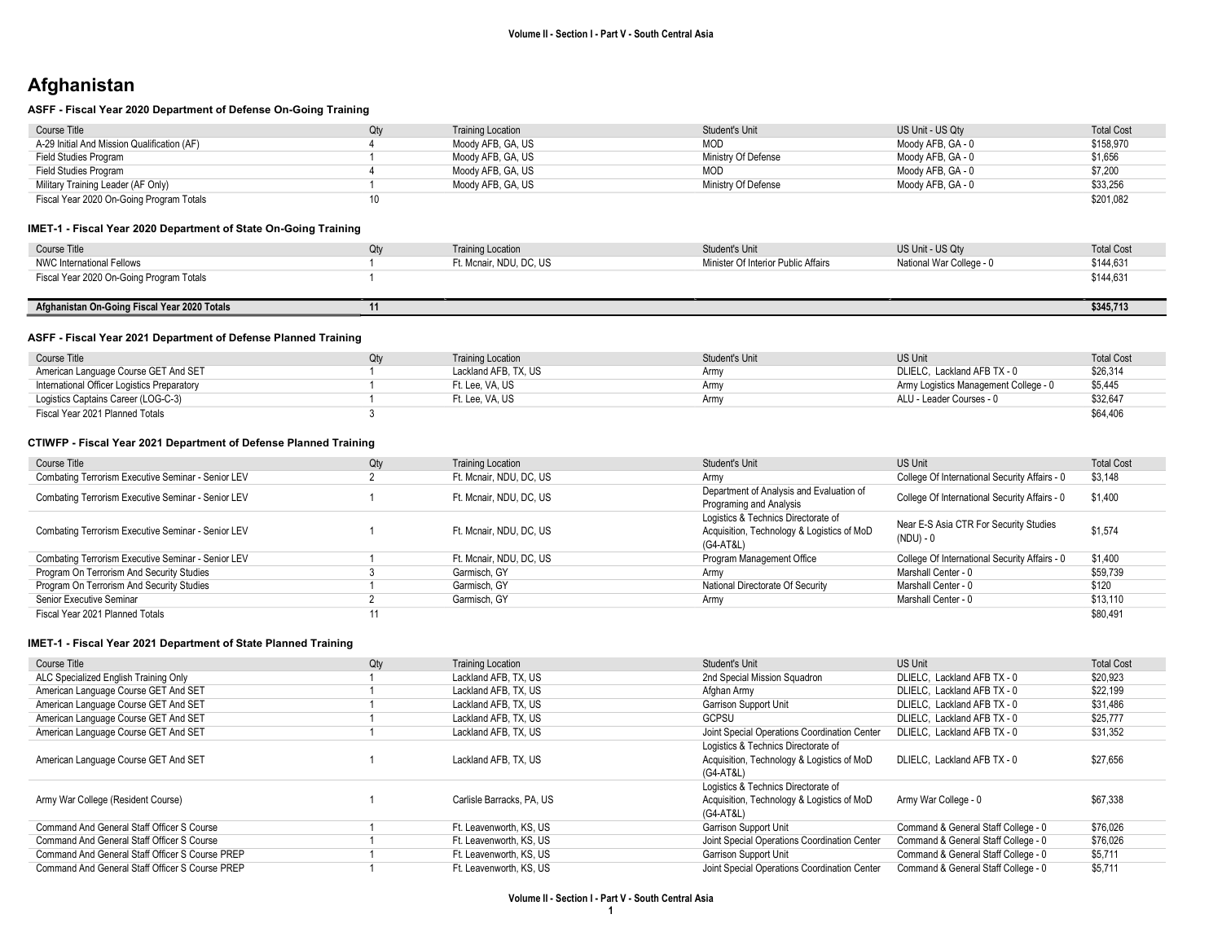# Afghanistan

### ASFF - Fiscal Year 2020 Department of Defense On-Going Training

| Course Title | Qty | Training Location | Student's Unit | US Unit - US Qty | Total Cost |
|---|---|---|---|---|---|
| A-29 Initial And Mission Qualification (AF) | 4 | Moody AFB, GA, US | MOD | Moody AFB, GA - 0 | $158,970 |
| Field Studies Program | 1 | Moody AFB, GA, US | Ministry Of Defense | Moody AFB, GA - 0 | $1,656 |
| Field Studies Program | 4 | Moody AFB, GA, US | MOD | Moody AFB, GA - 0 | $7,200 |
| Military Training Leader (AF Only) | 1 | Moody AFB, GA, US | Ministry Of Defense | Moody AFB, GA - 0 | $33,256 |
| Fiscal Year 2020 On-Going Program Totals | 10 | | | | $201,082 |

### IMET-1 - Fiscal Year 2020 Department of State On-Going Training

| Course Title | Qty | Training Location | Student's Unit | US Unit - US Qty | Total Cost |
|---|---|---|---|---|---|
| NWC International Fellows | 1 | Ft. Mcnair, NDU, DC, US | Minister Of Interior Public Affairs | National War College - 0 | $144,631 |
| Fiscal Year 2020 On-Going Program Totals | 1 | | | | $144,631 |

| | | | | | |
|---|---|---|---|---|---|
| **Afghanistan On-Going Fiscal Year 2020 Totals** | **11** | | | | **$345,713** |

### ASFF - Fiscal Year 2021 Department of Defense Planned Training

| Course Title | Qty | Training Location | Student's Unit | US Unit | Total Cost |
|---|---|---|---|---|---|
| American Language Course GET And SET | 1 | Lackland AFB, TX, US | Army | DLIELC, Lackland AFB TX - 0 | $26,314 |
| International Officer Logistics Preparatory | 1 | Ft. Lee, VA, US | Army | Army Logistics Management College - 0 | $5,445 |
| Logistics Captains Career (LOG-C-3) | 1 | Ft. Lee, VA, US | Army | ALU - Leader Courses - 0 | $32,647 |
| Fiscal Year 2021 Planned Totals | 3 | | | | $64,406 |

### CTIWFP - Fiscal Year 2021 Department of Defense Planned Training

| Course Title | Qty | Training Location | Student's Unit | US Unit | Total Cost |
|---|---|---|---|---|---|
| Combating Terrorism Executive Seminar - Senior LEV | 2 | Ft. Mcnair, NDU, DC, US | Army | College Of International Security Affairs - 0 | $3,148 |
| Combating Terrorism Executive Seminar - Senior LEV | 1 | Ft. Mcnair, NDU, DC, US | Department of Analysis and Evaluation of Programing and Analysis | College Of International Security Affairs - 0 | $1,400 |
| Combating Terrorism Executive Seminar - Senior LEV | 1 | Ft. Mcnair, NDU, DC, US | Logistics & Technics Directorate of Acquisition, Technology & Logistics of MoD (G4-AT&L) | Near E-S Asia CTR For Security Studies (NDU) - 0 | $1,574 |
| Combating Terrorism Executive Seminar - Senior LEV | 1 | Ft. Mcnair, NDU, DC, US | Program Management Office | College Of International Security Affairs - 0 | $1,400 |
| Program On Terrorism And Security Studies | 3 | Garmisch, GY | Army | Marshall Center - 0 | $59,739 |
| Program On Terrorism And Security Studies | 1 | Garmisch, GY | National Directorate Of Security | Marshall Center - 0 | $120 |
| Senior Executive Seminar | 2 | Garmisch, GY | Army | Marshall Center - 0 | $13,110 |
| Fiscal Year 2021 Planned Totals | 11 | | | | $80,491 |

### IMET-1 - Fiscal Year 2021 Department of State Planned Training

| Course Title | Qty | Training Location | Student's Unit | US Unit | Total Cost |
|---|---|---|---|---|---|
| ALC Specialized English Training Only | 1 | Lackland AFB, TX, US | 2nd Special Mission Squadron | DLIELC, Lackland AFB TX - 0 | $20,923 |
| American Language Course GET And SET | 1 | Lackland AFB, TX, US | Afghan Army | DLIELC, Lackland AFB TX - 0 | $22,199 |
| American Language Course GET And SET | 1 | Lackland AFB, TX, US | Garrison Support Unit | DLIELC, Lackland AFB TX - 0 | $31,486 |
| American Language Course GET And SET | 1 | Lackland AFB, TX, US | GCPSU | DLIELC, Lackland AFB TX - 0 | $25,777 |
| American Language Course GET And SET | 1 | Lackland AFB, TX, US | Joint Special Operations Coordination Center | DLIELC, Lackland AFB TX - 0 | $31,352 |
| American Language Course GET And SET | 1 | Lackland AFB, TX, US | Logistics & Technics Directorate of Acquisition, Technology & Logistics of MoD (G4-AT&L) | DLIELC, Lackland AFB TX - 0 | $27,656 |
| Army War College (Resident Course) | 1 | Carlisle Barracks, PA, US | Logistics & Technics Directorate of Acquisition, Technology & Logistics of MoD (G4-AT&L) | Army War College - 0 | $67,338 |
| Command And General Staff Officer S Course | 1 | Ft. Leavenworth, KS, US | Garrison Support Unit | Command & General Staff College - 0 | $76,026 |
| Command And General Staff Officer S Course | 1 | Ft. Leavenworth, KS, US | Joint Special Operations Coordination Center | Command & General Staff College - 0 | $76,026 |
| Command And General Staff Officer S Course PREP | 1 | Ft. Leavenworth, KS, US | Garrison Support Unit | Command & General Staff College - 0 | $5,711 |
| Command And General Staff Officer S Course PREP | 1 | Ft. Leavenworth, KS, US | Joint Special Operations Coordination Center | Command & General Staff College - 0 | $5,711 |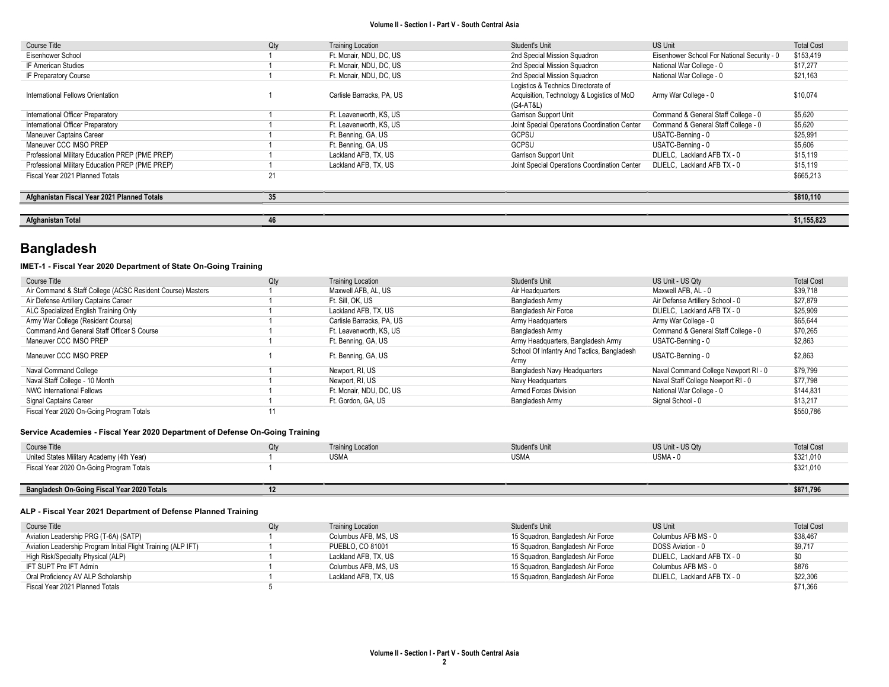| Course Title | Qty | Training Location | Student's Unit | US Unit | Total Cost |
|---|---|---|---|---|---|
| Eisenhower School | 1 | Ft. Mcnair, NDU, DC, US | 2nd Special Mission Squadron | Eisenhower School For National Security - 0 | $153,419 |
| IF American Studies | 1 | Ft. Mcnair, NDU, DC, US | 2nd Special Mission Squadron | National War College - 0 | $17,277 |
| IF Preparatory Course | 1 | Ft. Mcnair, NDU, DC, US | 2nd Special Mission Squadron | National War College - 0 | $21,163 |
| International Fellows Orientation | 1 | Carlisle Barracks, PA, US | Logistics & Technics Directorate of Acquisition, Technology & Logistics of MoD (G4-AT&L) | Army War College - 0 | $10,074 |
| International Officer Preparatory | 1 | Ft. Leavenworth, KS, US | Garrison Support Unit | Command & General Staff College - 0 | $5,620 |
| International Officer Preparatory | 1 | Ft. Leavenworth, KS, US | Joint Special Operations Coordination Center | Command & General Staff College - 0 | $5,620 |
| Maneuver Captains Career | 1 | Ft. Benning, GA, US | GCPSU | USATC-Benning - 0 | $25,991 |
| Maneuver CCC IMSO PREP | 1 | Ft. Benning, GA, US | GCPSU | USATC-Benning - 0 | $5,606 |
| Professional Military Education PREP (PME PREP) | 1 | Lackland AFB, TX, US | Garrison Support Unit | DLIELC, Lackland AFB TX - 0 | $15,119 |
| Professional Military Education PREP (PME PREP) | 1 | Lackland AFB, TX, US | Joint Special Operations Coordination Center | DLIELC, Lackland AFB TX - 0 | $15,119 |
| Fiscal Year 2021 Planned Totals | 21 | | | | $665,213 |

| | | | | | |
|---|---|---|---|---|---|
| **Afghanistan Fiscal Year 2021 Planned Totals** | **35** | | | | **$810,110** |

| | | | | | |
|---|---|---|---|---|---|
| **Afghanistan Total** | **46** | | | | **$1,155,823** |

# Bangladesh

### IMET-1 - Fiscal Year 2020 Department of State On-Going Training

| Course Title | Qty | Training Location | Student's Unit | US Unit - US Qty | Total Cost |
|---|---|---|---|---|---|
| Air Command & Staff College (ACSC Resident Course) Masters | 1 | Maxwell AFB, AL, US | Air Headquarters | Maxwell AFB, AL - 0 | $39,718 |
| Air Defense Artillery Captains Career | 1 | Ft. Sill, OK, US | Bangladesh Army | Air Defense Artillery School - 0 | $27,879 |
| ALC Specialized English Training Only | 1 | Lackland AFB, TX, US | Bangladesh Air Force | DLIELC, Lackland AFB TX - 0 | $25,909 |
| Army War College (Resident Course) | 1 | Carlisle Barracks, PA, US | Army Headquarters | Army War College - 0 | $65,644 |
| Command And General Staff Officer S Course | 1 | Ft. Leavenworth, KS, US | Bangladesh Army | Command & General Staff College - 0 | $70,265 |
| Maneuver CCC IMSO PREP | 1 | Ft. Benning, GA, US | Army Headquarters, Bangladesh Army | USATC-Benning - 0 | $2,863 |
| Maneuver CCC IMSO PREP | 1 | Ft. Benning, GA, US | School Of Infantry And Tactics, Bangladesh Army | USATC-Benning - 0 | $2,863 |
| Naval Command College | 1 | Newport, RI, US | Bangladesh Navy Headquarters | Naval Command College Newport RI - 0 | $79,799 |
| Naval Staff College - 10 Month | 1 | Newport, RI, US | Navy Headquarters | Naval Staff College Newport RI - 0 | $77,798 |
| NWC International Fellows | 1 | Ft. Mcnair, NDU, DC, US | Armed Forces Division | National War College - 0 | $144,831 |
| Signal Captains Career | 1 | Ft. Gordon, GA, US | Bangladesh Army | Signal School - 0 | $13,217 |
| Fiscal Year 2020 On-Going Program Totals | 11 | | | | $550,786 |

### Service Academies - Fiscal Year 2020 Department of Defense On-Going Training

| Course Title | Qty | Training Location | Student's Unit | US Unit - US Qty | Total Cost |
|---|---|---|---|---|---|
| United States Military Academy (4th Year) | 1 | USMA | USMA | USMA - 0 | $321,010 |
| Fiscal Year 2020 On-Going Program Totals | 1 | | | | $321,010 |

| | | | | | |
|---|---|---|---|---|---|
| **Bangladesh On-Going Fiscal Year 2020 Totals** | **12** | | | | **$871,796** |

### ALP - Fiscal Year 2021 Department of Defense Planned Training

| Course Title | Qty | Training Location | Student's Unit | US Unit | Total Cost |
|---|---|---|---|---|---|
| Aviation Leadership PRG (T-6A) (SATP) | 1 | Columbus AFB, MS, US | 15 Squadron, Bangladesh Air Force | Columbus AFB MS - 0 | $38,467 |
| Aviation Leadership Program Initial Flight Training (ALP IFT) | 1 | PUEBLO, CO 81001 | 15 Squadron, Bangladesh Air Force | DOSS Aviation - 0 | $9,717 |
| High Risk/Specialty Physical (ALP) | 1 | Lackland AFB, TX, US | 15 Squadron, Bangladesh Air Force | DLIELC, Lackland AFB TX - 0 | $0 |
| IFT SUPT Pre IFT Admin | 1 | Columbus AFB, MS, US | 15 Squadron, Bangladesh Air Force | Columbus AFB MS - 0 | $876 |
| Oral Proficiency AV ALP Scholarship | 1 | Lackland AFB, TX, US | 15 Squadron, Bangladesh Air Force | DLIELC, Lackland AFB TX - 0 | $22,306 |
| Fiscal Year 2021 Planned Totals | 5 | | | | $71,366 |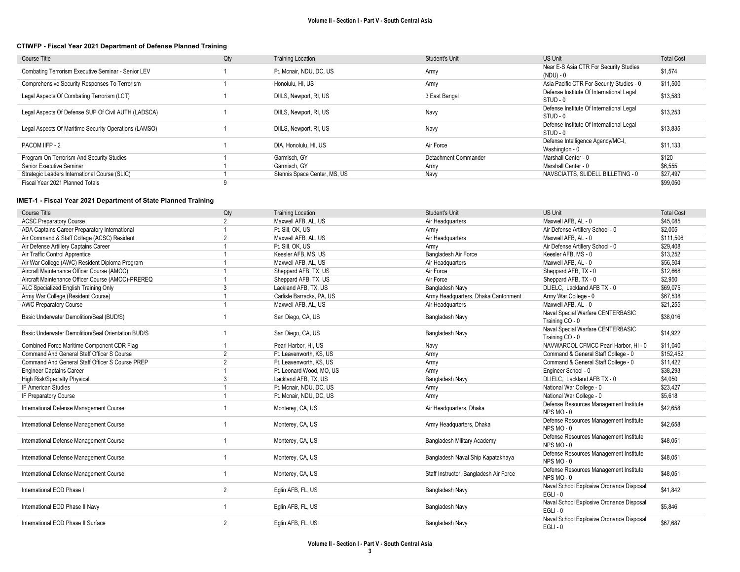### CTIWFP - Fiscal Year 2021 Department of Defense Planned Training

| Course Title | Qty | Training Location | Student's Unit | US Unit | Total Cost |
|---|---|---|---|---|---|
| Combating Terrorism Executive Seminar - Senior LEV | 1 | Ft. Mcnair, NDU, DC, US | Army | Near E-S Asia CTR For Security Studies (NDU) - 0 | $1,574 |
| Comprehensive Security Responses To Terrorism | 1 | Honolulu, HI, US | Army | Asia Pacific CTR For Security Studies - 0 | $11,500 |
| Legal Aspects Of Combating Terrorism (LCT) | 1 | DIILS, Newport, RI, US | 3 East Bangal | Defense Institute Of International Legal STUD - 0 | $13,583 |
| Legal Aspects Of Defense SUP Of Civil AUTH (LADSCA) | 1 | DIILS, Newport, RI, US | Navy | Defense Institute Of International Legal STUD - 0 | $13,253 |
| Legal Aspects Of Maritime Security Operations (LAMSO) | 1 | DIILS, Newport, RI, US | Navy | Defense Institute Of International Legal STUD - 0 | $13,835 |
| PACOM IIFP - 2 | 1 | DIA, Honolulu, HI, US | Air Force | Defense Intelligence Agency/MC-I, Washington - 0 | $11,133 |
| Program On Terrorism And Security Studies | 1 | Garmisch, GY | Detachment Commander | Marshall Center - 0 | $120 |
| Senior Executive Seminar | 1 | Garmisch, GY | Army | Marshall Center - 0 | $6,555 |
| Strategic Leaders International Course (SLIC) | 1 | Stennis Space Center, MS, US | Navy | NAVSCIATTS, SLIDELL BILLETING - 0 | $27,497 |
| Fiscal Year 2021 Planned Totals | 9 | | | | $99,050 |

### IMET-1 - Fiscal Year 2021 Department of State Planned Training

| Course Title | Qty | Training Location | Student's Unit | US Unit | Total Cost |
|---|---|---|---|---|---|
| ACSC Preparatory Course | 2 | Maxwell AFB, AL, US | Air Headquarters | Maxwell AFB, AL - 0 | $45,085 |
| ADA Captains Career Preparatory International | 1 | Ft. Sill, OK, US | Army | Air Defense Artillery School - 0 | $2,005 |
| Air Command & Staff College (ACSC) Resident | 2 | Maxwell AFB, AL, US | Air Headquarters | Maxwell AFB, AL - 0 | $111,506 |
| Air Defense Artillery Captains Career | 1 | Ft. Sill, OK, US | Army | Air Defense Artillery School - 0 | $29,408 |
| Air Traffic Control Apprentice | 1 | Keesler AFB, MS, US | Bangladesh Air Force | Keesler AFB, MS - 0 | $13,252 |
| Air War College (AWC) Resident Diploma Program | 1 | Maxwell AFB, AL, US | Air Headquarters | Maxwell AFB, AL - 0 | $56,504 |
| Aircraft Maintenance Officer Course (AMOC) | 1 | Sheppard AFB, TX, US | Air Force | Sheppard AFB, TX - 0 | $12,668 |
| Aircraft Maintenance Officer Course (AMOC)-PREREQ | 1 | Sheppard AFB, TX, US | Air Force | Sheppard AFB, TX - 0 | $2,950 |
| ALC Specialized English Training Only | 3 | Lackland AFB, TX, US | Bangladesh Navy | DLIELC, Lackland AFB TX - 0 | $69,075 |
| Army War College (Resident Course) | 1 | Carlisle Barracks, PA, US | Army Headquarters, Dhaka Cantonment | Army War College - 0 | $67,538 |
| AWC Preparatory Course | 1 | Maxwell AFB, AL, US | Air Headquarters | Maxwell AFB, AL - 0 | $21,255 |
| Basic Underwater Demolition/Seal (BUD/S) | 1 | San Diego, CA, US | Bangladesh Navy | Naval Special Warfare CENTERBASIC Training CO - 0 | $38,016 |
| Basic Underwater Demolition/Seal Orientation BUD/S | 1 | San Diego, CA, US | Bangladesh Navy | Naval Special Warfare CENTERBASIC Training CO - 0 | $14,922 |
| Combined Force Maritime Component CDR Flag | 1 | Pearl Harbor, HI, US | Navy | NAVWARCOL CFMCC Pearl Harbor, HI - 0 | $11,040 |
| Command And General Staff Officer S Course | 2 | Ft. Leavenworth, KS, US | Army | Command & General Staff College - 0 | $152,452 |
| Command And General Staff Officer S Course PREP | 2 | Ft. Leavenworth, KS, US | Army | Command & General Staff College - 0 | $11,422 |
| Engineer Captains Career | 1 | Ft. Leonard Wood, MO, US | Army | Engineer School - 0 | $38,293 |
| High Risk/Specialty Physical | 3 | Lackland AFB, TX, US | Bangladesh Navy | DLIELC, Lackland AFB TX - 0 | $4,050 |
| IF American Studies | 1 | Ft. Mcnair, NDU, DC, US | Army | National War College - 0 | $23,427 |
| IF Preparatory Course | 1 | Ft. Mcnair, NDU, DC, US | Army | National War College - 0 | $5,618 |
| International Defense Management Course | 1 | Monterey, CA, US | Air Headquarters, Dhaka | Defense Resources Management Institute NPS MO - 0 | $42,658 |
| International Defense Management Course | 1 | Monterey, CA, US | Army Headquarters, Dhaka | Defense Resources Management Institute NPS MO - 0 | $42,658 |
| International Defense Management Course | 1 | Monterey, CA, US | Bangladesh Military Academy | Defense Resources Management Institute NPS MO - 0 | $48,051 |
| International Defense Management Course | 1 | Monterey, CA, US | Bangladesh Naval Ship Kapatakhaya | Defense Resources Management Institute NPS MO - 0 | $48,051 |
| International Defense Management Course | 1 | Monterey, CA, US | Staff Instructor, Bangladesh Air Force | Defense Resources Management Institute NPS MO - 0 | $48,051 |
| International EOD Phase I | 2 | Eglin AFB, FL, US | Bangladesh Navy | Naval School Explosive Ordnance Disposal EGLI - 0 | $41,842 |
| International EOD Phase II Navy | 1 | Eglin AFB, FL, US | Bangladesh Navy | Naval School Explosive Ordnance Disposal EGLI - 0 | $5,846 |
| International EOD Phase II Surface | 2 | Eglin AFB, FL, US | Bangladesh Navy | Naval School Explosive Ordnance Disposal EGLI - 0 | $67,687 |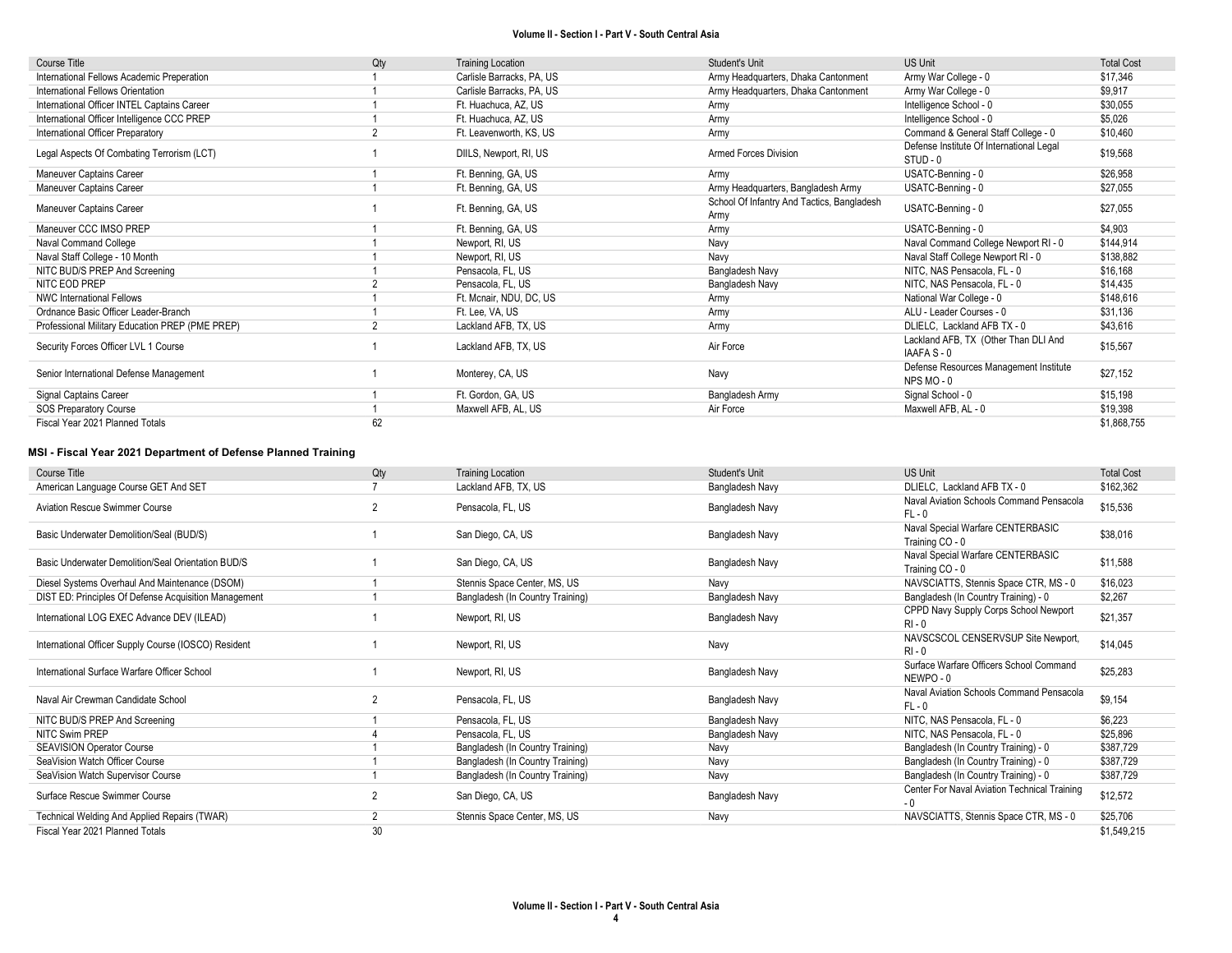| Course Title | Qty | Training Location | Student's Unit | US Unit | Total Cost |
|---|---|---|---|---|---|
| International Fellows Academic Preperation | 1 | Carlisle Barracks, PA, US | Army Headquarters, Dhaka Cantonment | Army War College - 0 | $17,346 |
| International Fellows Orientation | 1 | Carlisle Barracks, PA, US | Army Headquarters, Dhaka Cantonment | Army War College - 0 | $9,917 |
| International Officer INTEL Captains Career | 1 | Ft. Huachuca, AZ, US | Army | Intelligence School - 0 | $30,055 |
| International Officer Intelligence CCC PREP | 1 | Ft. Huachuca, AZ, US | Army | Intelligence School - 0 | $5,026 |
| International Officer Preparatory | 2 | Ft. Leavenworth, KS, US | Army | Command & General Staff College - 0 | $10,460 |
| Legal Aspects Of Combating Terrorism (LCT) | 1 | DIILS, Newport, RI, US | Armed Forces Division | Defense Institute Of International Legal STUD - 0 | $19,568 |
| Maneuver Captains Career | 1 | Ft. Benning, GA, US | Army | USATC-Benning - 0 | $26,958 |
| Maneuver Captains Career | 1 | Ft. Benning, GA, US | Army Headquarters, Bangladesh Army | USATC-Benning - 0 | $27,055 |
| Maneuver Captains Career | 1 | Ft. Benning, GA, US | School Of Infantry And Tactics, Bangladesh Army | USATC-Benning - 0 | $27,055 |
| Maneuver CCC IMSO PREP | 1 | Ft. Benning, GA, US | Army | USATC-Benning - 0 | $4,903 |
| Naval Command College | 1 | Newport, RI, US | Navy | Naval Command College Newport RI - 0 | $144,914 |
| Naval Staff College - 10 Month | 1 | Newport, RI, US | Navy | Naval Staff College Newport RI - 0 | $138,882 |
| NITC BUD/S PREP And Screening | 1 | Pensacola, FL, US | Bangladesh Navy | NITC, NAS Pensacola, FL - 0 | $16,168 |
| NITC EOD PREP | 2 | Pensacola, FL, US | Bangladesh Navy | NITC, NAS Pensacola, FL - 0 | $14,435 |
| NWC International Fellows | 1 | Ft. Mcnair, NDU, DC, US | Army | National War College - 0 | $148,616 |
| Ordnance Basic Officer Leader-Branch | 1 | Ft. Lee, VA, US | Army | ALU - Leader Courses - 0 | $31,136 |
| Professional Military Education PREP (PME PREP) | 2 | Lackland AFB, TX, US | Army | DLIELC, Lackland AFB TX - 0 | $43,616 |
| Security Forces Officer LVL 1 Course | 1 | Lackland AFB, TX, US | Air Force | Lackland AFB, TX (Other Than DLI And IAAFA S - 0 | $15,567 |
| Senior International Defense Management | 1 | Monterey, CA, US | Navy | Defense Resources Management Institute NPS MO - 0 | $27,152 |
| Signal Captains Career | 1 | Ft. Gordon, GA, US | Bangladesh Army | Signal School - 0 | $15,198 |
| SOS Preparatory Course | 1 | Maxwell AFB, AL, US | Air Force | Maxwell AFB, AL - 0 | $19,398 |
| Fiscal Year 2021 Planned Totals | 62 | | | | $1,868,755 |

### MSI - Fiscal Year 2021 Department of Defense Planned Training

| Course Title | Qty | Training Location | Student's Unit | US Unit | Total Cost |
|---|---|---|---|---|---|
| American Language Course GET And SET | 7 | Lackland AFB, TX, US | Bangladesh Navy | DLIELC, Lackland AFB TX - 0 | $162,362 |
| Aviation Rescue Swimmer Course | 2 | Pensacola, FL, US | Bangladesh Navy | Naval Aviation Schools Command Pensacola FL - 0 | $15,536 |
| Basic Underwater Demolition/Seal (BUD/S) | 1 | San Diego, CA, US | Bangladesh Navy | Naval Special Warfare CENTERBASIC Training CO - 0 | $38,016 |
| Basic Underwater Demolition/Seal Orientation BUD/S | 1 | San Diego, CA, US | Bangladesh Navy | Naval Special Warfare CENTERBASIC Training CO - 0 | $11,588 |
| Diesel Systems Overhaul And Maintenance (DSOM) | 1 | Stennis Space Center, MS, US | Navy | NAVSCIATTS, Stennis Space CTR, MS - 0 | $16,023 |
| DIST ED: Principles Of Defense Acquisition Management | 1 | Bangladesh (In Country Training) | Bangladesh Navy | Bangladesh (In Country Training) - 0 | $2,267 |
| International LOG EXEC Advance DEV (ILEAD) | 1 | Newport, RI, US | Bangladesh Navy | CPPD Navy Supply Corps School Newport RI - 0 | $21,357 |
| International Officer Supply Course (IOSCO) Resident | 1 | Newport, RI, US | Navy | NAVSCSCOL CENSERVSUP Site Newport, RI - 0 | $14,045 |
| International Surface Warfare Officer School | 1 | Newport, RI, US | Bangladesh Navy | Surface Warfare Officers School Command NEWPO - 0 | $25,283 |
| Naval Air Crewman Candidate School | 2 | Pensacola, FL, US | Bangladesh Navy | Naval Aviation Schools Command Pensacola FL - 0 | $9,154 |
| NITC BUD/S PREP And Screening | 1 | Pensacola, FL, US | Bangladesh Navy | NITC, NAS Pensacola, FL - 0 | $6,223 |
| NITC Swim PREP | 4 | Pensacola, FL, US | Bangladesh Navy | NITC, NAS Pensacola, FL - 0 | $25,896 |
| SEAVISION Operator Course | 1 | Bangladesh (In Country Training) | Navy | Bangladesh (In Country Training) - 0 | $387,729 |
| SeaVision Watch Officer Course | 1 | Bangladesh (In Country Training) | Navy | Bangladesh (In Country Training) - 0 | $387,729 |
| SeaVision Watch Supervisor Course | 1 | Bangladesh (In Country Training) | Navy | Bangladesh (In Country Training) - 0 | $387,729 |
| Surface Rescue Swimmer Course | 2 | San Diego, CA, US | Bangladesh Navy | Center For Naval Aviation Technical Training - 0 | $12,572 |
| Technical Welding And Applied Repairs (TWAR) | 2 | Stennis Space Center, MS, US | Navy | NAVSCIATTS, Stennis Space CTR, MS - 0 | $25,706 |
| Fiscal Year 2021 Planned Totals | 30 | | | | $1,549,215 |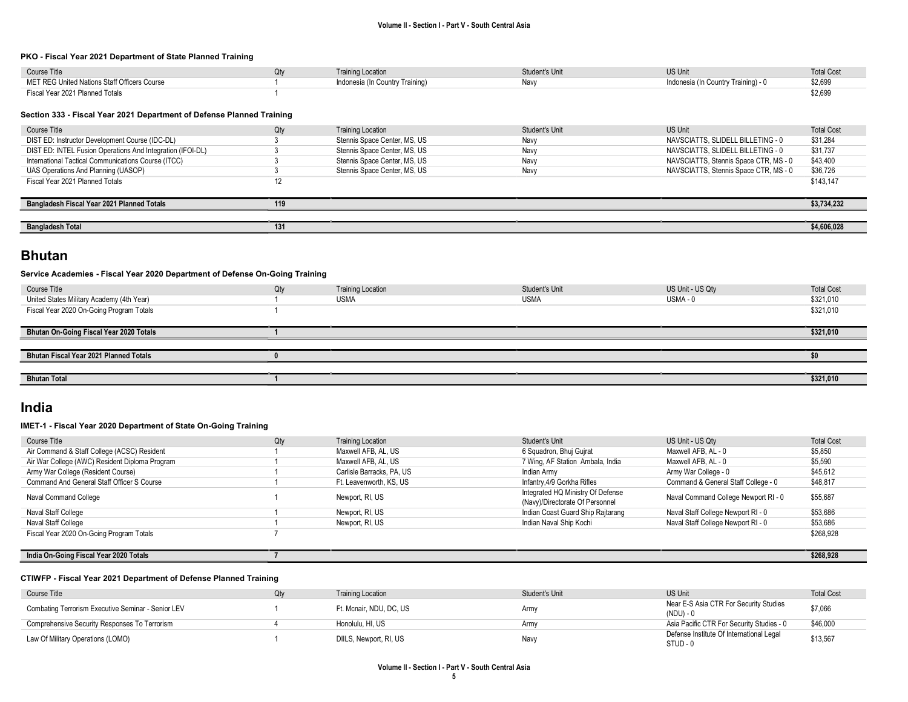**PKO - Fiscal Year 2021 Department of State Planned Training**

| Course Title | Qty | Training Location | Student's Unit | US Unit | Total Cost |
|---|---|---|---|---|---|
| MET REG United Nations Staff Officers Course | 1 | Indonesia (In Country Training) | Navy | Indonesia (In Country Training) - 0 | $2,699 |
| Fiscal Year 2021 Planned Totals | 1 | | | | $2,699 |

**Section 333 - Fiscal Year 2021 Department of Defense Planned Training**

| Course Title | Qty | Training Location | Student's Unit | US Unit | Total Cost |
|---|---|---|---|---|---|
| DIST ED: Instructor Development Course (IDC-DL) | 3 | Stennis Space Center, MS, US | Navy | NAVSCIATTS, SLIDELL BILLETING - 0 | $31,284 |
| DIST ED: INTEL Fusion Operations And Integration (IFOI-DL) | 3 | Stennis Space Center, MS, US | Navy | NAVSCIATTS, SLIDELL BILLETING - 0 | $31,737 |
| International Tactical Communications Course (ITCC) | 3 | Stennis Space Center, MS, US | Navy | NAVSCIATTS, Stennis Space CTR, MS - 0 | $43,400 |
| UAS Operations And Planning (UASOP) | 3 | Stennis Space Center, MS, US | Navy | NAVSCIATTS, Stennis Space CTR, MS - 0 | $36,726 |
| Fiscal Year 2021 Planned Totals | 12 | | | | $143,147 |

| | | | | | |
|---|---|---|---|---|---|
| **Bangladesh Fiscal Year 2021 Planned Totals** | **119** | | | | **$3,734,232** |

| | | | | | |
|---|---|---|---|---|---|
| **Bangladesh Total** | **131** | | | | **$4,606,028** |

# Bhutan

**Service Academies - Fiscal Year 2020 Department of Defense On-Going Training**

| Course Title | Qty | Training Location | Student's Unit | US Unit - US Qty | Total Cost |
|---|---|---|---|---|---|
| United States Military Academy (4th Year) | 1 | USMA | USMA | USMA - 0 | $321,010 |
| Fiscal Year 2020 On-Going Program Totals | 1 | | | | $321,010 |

| | | | | | |
|---|---|---|---|---|---|
| **Bhutan On-Going Fiscal Year 2020 Totals** | **1** | | | | **$321,010** |

| | | | | | |
|---|---|---|---|---|---|
| **Bhutan Fiscal Year 2021 Planned Totals** | **0** | | | | **$0** |

| | | | | | |
|---|---|---|---|---|---|
| **Bhutan Total** | **1** | | | | **$321,010** |

# India

**IMET-1 - Fiscal Year 2020 Department of State On-Going Training**

| Course Title | Qty | Training Location | Student's Unit | US Unit - US Qty | Total Cost |
|---|---|---|---|---|---|
| Air Command & Staff College (ACSC) Resident | 1 | Maxwell AFB, AL, US | 6 Squadron, Bhuj Gujrat | Maxwell AFB, AL - 0 | $5,850 |
| Air War College (AWC) Resident Diploma Program | 1 | Maxwell AFB, AL, US | 7 Wing, AF Station Ambala, India | Maxwell AFB, AL - 0 | $5,590 |
| Army War College (Resident Course) | 1 | Carlisle Barracks, PA, US | Indian Army | Army War College - 0 | $45,612 |
| Command And General Staff Officer S Course | 1 | Ft. Leavenworth, KS, US | Infantry,4/9 Gorkha Rifles | Command & General Staff College - 0 | $48,817 |
| Naval Command College | 1 | Newport, RI, US | Integrated HQ Ministry Of Defense (Navy)/Directorate Of Personnel | Naval Command College Newport RI - 0 | $55,687 |
| Naval Staff College | 1 | Newport, RI, US | Indian Coast Guard Ship Rajtarang | Naval Staff College Newport RI - 0 | $53,686 |
| Naval Staff College | 1 | Newport, RI, US | Indian Naval Ship Kochi | Naval Staff College Newport RI - 0 | $53,686 |
| Fiscal Year 2020 On-Going Program Totals | 7 | | | | $268,928 |

| | | | | | |
|---|---|---|---|---|---|
| **India On-Going Fiscal Year 2020 Totals** | **7** | | | | **$268,928** |

**CTIWFP - Fiscal Year 2021 Department of Defense Planned Training**

| Course Title | Qty | Training Location | Student's Unit | US Unit | Total Cost |
|---|---|---|---|---|---|
| Combating Terrorism Executive Seminar - Senior LEV | 1 | Ft. Mcnair, NDU, DC, US | Army | Near E-S Asia CTR For Security Studies (NDU) - 0 | $7,066 |
| Comprehensive Security Responses To Terrorism | 4 | Honolulu, HI, US | Army | Asia Pacific CTR For Security Studies - 0 | $46,000 |
| Law Of Military Operations (LOMO) | 1 | DIILS, Newport, RI, US | Navy | Defense Institute Of International Legal STUD - 0 | $13,567 |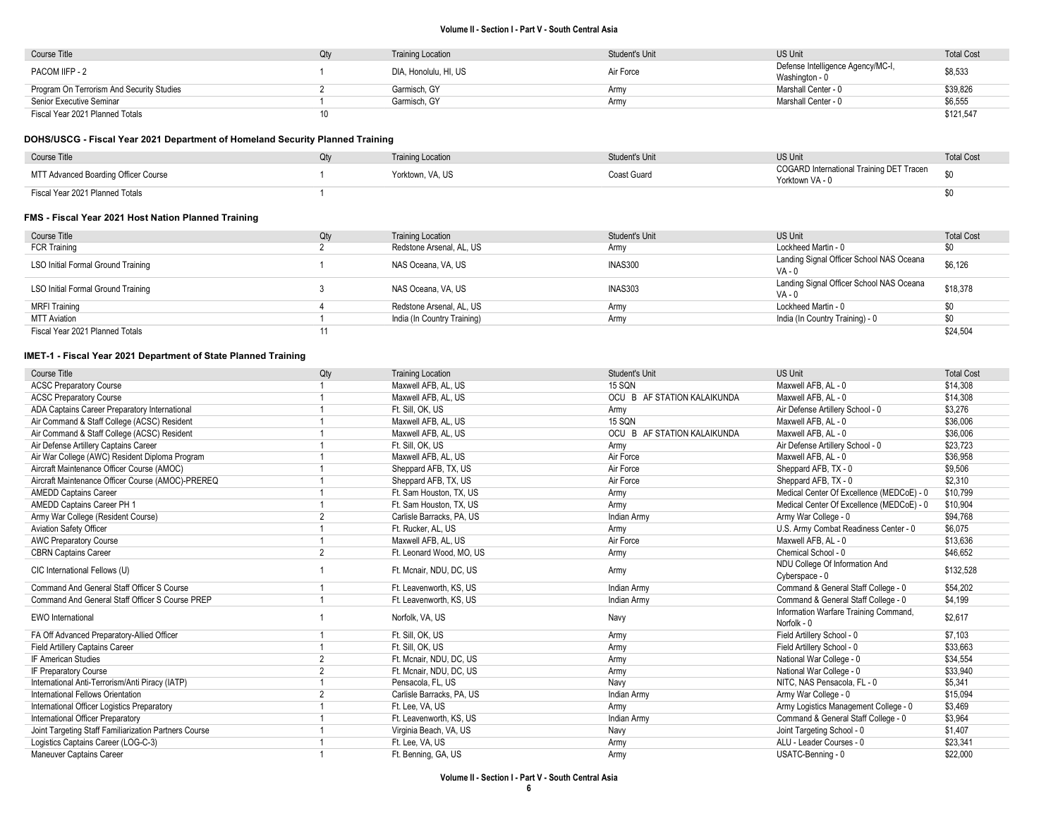| Course Title | Qty | Training Location | Student's Unit | US Unit | Total Cost |
|---|---|---|---|---|---|
| PACOM IIFP - 2 | 1 | DIA, Honolulu, HI, US | Air Force | Defense Intelligence Agency/MC-I, Washington - 0 | $8,533 |
| Program On Terrorism And Security Studies | 2 | Garmisch, GY | Army | Marshall Center - 0 | $39,826 |
| Senior Executive Seminar | 1 | Garmisch, GY | Army | Marshall Center - 0 | $6,555 |
| Fiscal Year 2021 Planned Totals | 10 | | | | $121,547 |

### DOHS/USCG - Fiscal Year 2021 Department of Homeland Security Planned Training

| Course Title | Qty | Training Location | Student's Unit | US Unit | Total Cost |
|---|---|---|---|---|---|
| MTT Advanced Boarding Officer Course | 1 | Yorktown, VA, US | Coast Guard | COGARD International Training DET Tracen Yorktown VA - 0 | $0 |
| Fiscal Year 2021 Planned Totals | 1 | | | | $0 |

### FMS - Fiscal Year 2021 Host Nation Planned Training

| Course Title | Qty | Training Location | Student's Unit | US Unit | Total Cost |
|---|---|---|---|---|---|
| FCR Training | 2 | Redstone Arsenal, AL, US | Army | Lockheed Martin - 0 | $0 |
| LSO Initial Formal Ground Training | 1 | NAS Oceana, VA, US | INAS300 | Landing Signal Officer School NAS Oceana VA - 0 | $6,126 |
| LSO Initial Formal Ground Training | 3 | NAS Oceana, VA, US | INAS303 | Landing Signal Officer School NAS Oceana VA - 0 | $18,378 |
| MRFI Training | 4 | Redstone Arsenal, AL, US | Army | Lockheed Martin - 0 | $0 |
| MTT Aviation | 1 | India (In Country Training) | Army | India (In Country Training) - 0 | $0 |
| Fiscal Year 2021 Planned Totals | 11 | | | | $24,504 |

### IMET-1 - Fiscal Year 2021 Department of State Planned Training

| Course Title | Qty | Training Location | Student's Unit | US Unit | Total Cost |
|---|---|---|---|---|---|
| ACSC Preparatory Course | 1 | Maxwell AFB, AL, US | 15 SQN | Maxwell AFB, AL - 0 | $14,308 |
| ACSC Preparatory Course | 1 | Maxwell AFB, AL, US | OCU B AF STATION KALAIKUNDA | Maxwell AFB, AL - 0 | $14,308 |
| ADA Captains Career Preparatory International | 1 | Ft. Sill, OK, US | Army | Air Defense Artillery School - 0 | $3,276 |
| Air Command & Staff College (ACSC) Resident | 1 | Maxwell AFB, AL, US | 15 SQN | Maxwell AFB, AL - 0 | $36,006 |
| Air Command & Staff College (ACSC) Resident | 1 | Maxwell AFB, AL, US | OCU B AF STATION KALAIKUNDA | Maxwell AFB, AL - 0 | $36,006 |
| Air Defense Artillery Captains Career | 1 | Ft. Sill, OK, US | Army | Air Defense Artillery School - 0 | $23,723 |
| Air War College (AWC) Resident Diploma Program | 1 | Maxwell AFB, AL, US | Air Force | Maxwell AFB, AL - 0 | $36,958 |
| Aircraft Maintenance Officer Course (AMOC) | 1 | Sheppard AFB, TX, US | Air Force | Sheppard AFB, TX - 0 | $9,506 |
| Aircraft Maintenance Officer Course (AMOC)-PREREQ | 1 | Sheppard AFB, TX, US | Air Force | Sheppard AFB, TX - 0 | $2,310 |
| AMEDD Captains Career | 1 | Ft. Sam Houston, TX, US | Army | Medical Center Of Excellence (MEDCoE) - 0 | $10,799 |
| AMEDD Captains Career PH 1 | 1 | Ft. Sam Houston, TX, US | Army | Medical Center Of Excellence (MEDCoE) - 0 | $10,904 |
| Army War College (Resident Course) | 2 | Carlisle Barracks, PA, US | Indian Army | Army War College - 0 | $94,768 |
| Aviation Safety Officer | 1 | Ft. Rucker, AL, US | Army | U.S. Army Combat Readiness Center - 0 | $6,075 |
| AWC Preparatory Course | 1 | Maxwell AFB, AL, US | Air Force | Maxwell AFB, AL - 0 | $13,636 |
| CBRN Captains Career | 2 | Ft. Leonard Wood, MO, US | Army | Chemical School - 0 | $46,652 |
| CIC International Fellows (U) | 1 | Ft. Mcnair, NDU, DC, US | Army | NDU College Of Information And Cyberspace - 0 | $132,528 |
| Command And General Staff Officer S Course | 1 | Ft. Leavenworth, KS, US | Indian Army | Command & General Staff College - 0 | $54,202 |
| Command And General Staff Officer S Course PREP | 1 | Ft. Leavenworth, KS, US | Indian Army | Command & General Staff College - 0 | $4,199 |
| EWO International | 1 | Norfolk, VA, US | Navy | Information Warfare Training Command, Norfolk - 0 | $2,617 |
| FA Off Advanced Preparatory-Allied Officer | 1 | Ft. Sill, OK, US | Army | Field Artillery School - 0 | $7,103 |
| Field Artillery Captains Career | 1 | Ft. Sill, OK, US | Army | Field Artillery School - 0 | $33,663 |
| IF American Studies | 2 | Ft. Mcnair, NDU, DC, US | Army | National War College - 0 | $34,554 |
| IF Preparatory Course | 2 | Ft. Mcnair, NDU, DC, US | Army | National War College - 0 | $33,940 |
| International Anti-Terrorism/Anti Piracy (IATP) | 1 | Pensacola, FL, US | Navy | NITC, NAS Pensacola, FL - 0 | $5,341 |
| International Fellows Orientation | 2 | Carlisle Barracks, PA, US | Indian Army | Army War College - 0 | $15,094 |
| International Officer Logistics Preparatory | 1 | Ft. Lee, VA, US | Army | Army Logistics Management College - 0 | $3,469 |
| International Officer Preparatory | 1 | Ft. Leavenworth, KS, US | Indian Army | Command & General Staff College - 0 | $3,964 |
| Joint Targeting Staff Familiarization Partners Course | 1 | Virginia Beach, VA, US | Navy | Joint Targeting School - 0 | $1,407 |
| Logistics Captains Career (LOG-C-3) | 1 | Ft. Lee, VA, US | Army | ALU - Leader Courses - 0 | $23,341 |
| Maneuver Captains Career | 1 | Ft. Benning, GA, US | Army | USATC-Benning - 0 | $22,000 |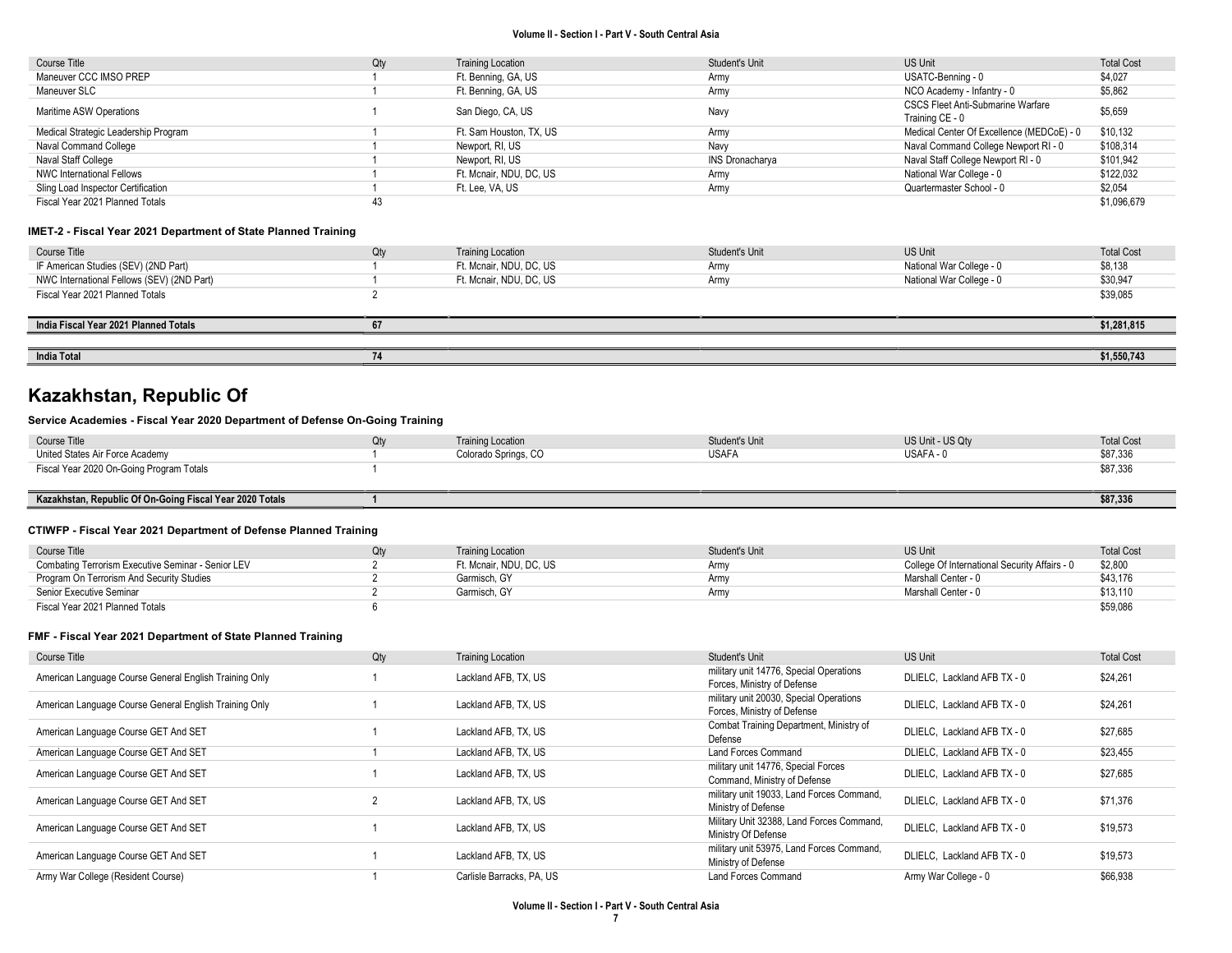| Course Title | Qty | Training Location | Student's Unit | US Unit | Total Cost |
|---|---|---|---|---|---|
| Maneuver CCC IMSO PREP | 1 | Ft. Benning, GA, US | Army | USATC-Benning - 0 | $4,027 |
| Maneuver SLC | 1 | Ft. Benning, GA, US | Army | NCO Academy - Infantry - 0 | $5,862 |
| Maritime ASW Operations | 1 | San Diego, CA, US | Navy | CSCS Fleet Anti-Submarine Warfare Training CE - 0 | $5,659 |
| Medical Strategic Leadership Program | 1 | Ft. Sam Houston, TX, US | Army | Medical Center Of Excellence (MEDCoE) - 0 | $10,132 |
| Naval Command College | 1 | Newport, RI, US | Navy | Naval Command College Newport RI - 0 | $108,314 |
| Naval Staff College | 1 | Newport, RI, US | INS Dronacharya | Naval Staff College Newport RI - 0 | $101,942 |
| NWC International Fellows | 1 | Ft. Mcnair, NDU, DC, US | Army | National War College - 0 | $122,032 |
| Sling Load Inspector Certification | 1 | Ft. Lee, VA, US | Army | Quartermaster School - 0 | $2,054 |
| Fiscal Year 2021 Planned Totals | 43 | | | | $1,096,679 |

#### IMET-2 - Fiscal Year 2021 Department of State Planned Training

| Course Title | Qty | Training Location | Student's Unit | US Unit | Total Cost |
|---|---|---|---|---|---|
| IF American Studies (SEV) (2ND Part) | 1 | Ft. Mcnair, NDU, DC, US | Army | National War College - 0 | $8,138 |
| NWC International Fellows (SEV) (2ND Part) | 1 | Ft. Mcnair, NDU, DC, US | Army | National War College - 0 | $30,947 |
| Fiscal Year 2021 Planned Totals | 2 | | | | $39,085 |

| | | | | | |
|---|---|---|---|---|---|
| **India Fiscal Year 2021 Planned Totals** | **67** | | | | **$1,281,815** |
| **India Total** | **74** | | | | **$1,550,743** |

## Kazakhstan, Republic Of

#### Service Academies - Fiscal Year 2020 Department of Defense On-Going Training

| Course Title | Qty | Training Location | Student's Unit | US Unit - US Qty | Total Cost |
|---|---|---|---|---|---|
| United States Air Force Academy | 1 | Colorado Springs, CO | USAFA | USAFA - 0 | $87,336 |
| Fiscal Year 2020 On-Going Program Totals | 1 | | | | $87,336 |
| **Kazakhstan, Republic Of On-Going Fiscal Year 2020 Totals** | **1** | | | | **$87,336** |

#### CTIWFP - Fiscal Year 2021 Department of Defense Planned Training

| Course Title | Qty | Training Location | Student's Unit | US Unit | Total Cost |
|---|---|---|---|---|---|
| Combating Terrorism Executive Seminar - Senior LEV | 2 | Ft. Mcnair, NDU, DC, US | Army | College Of International Security Affairs - 0 | $2,800 |
| Program On Terrorism And Security Studies | 2 | Garmisch, GY | Army | Marshall Center - 0 | $43,176 |
| Senior Executive Seminar | 2 | Garmisch, GY | Army | Marshall Center - 0 | $13,110 |
| Fiscal Year 2021 Planned Totals | 6 | | | | $59,086 |

#### FMF - Fiscal Year 2021 Department of State Planned Training

| Course Title | Qty | Training Location | Student's Unit | US Unit | Total Cost |
|---|---|---|---|---|---|
| American Language Course General English Training Only | 1 | Lackland AFB, TX, US | military unit 14776, Special Operations Forces, Ministry of Defense | DLIELC, Lackland AFB TX - 0 | $24,261 |
| American Language Course General English Training Only | 1 | Lackland AFB, TX, US | military unit 20030, Special Operations Forces, Ministry of Defense | DLIELC, Lackland AFB TX - 0 | $24,261 |
| American Language Course GET And SET | 1 | Lackland AFB, TX, US | Combat Training Department, Ministry of Defense | DLIELC, Lackland AFB TX - 0 | $27,685 |
| American Language Course GET And SET | 1 | Lackland AFB, TX, US | Land Forces Command | DLIELC, Lackland AFB TX - 0 | $23,455 |
| American Language Course GET And SET | 1 | Lackland AFB, TX, US | military unit 14776, Special Forces Command, Ministry of Defense | DLIELC, Lackland AFB TX - 0 | $27,685 |
| American Language Course GET And SET | 2 | Lackland AFB, TX, US | military unit 19033, Land Forces Command, Ministry of Defense | DLIELC, Lackland AFB TX - 0 | $71,376 |
| American Language Course GET And SET | 1 | Lackland AFB, TX, US | Military Unit 32388, Land Forces Command, Ministry Of Defense | DLIELC, Lackland AFB TX - 0 | $19,573 |
| American Language Course GET And SET | 1 | Lackland AFB, TX, US | military unit 53975, Land Forces Command, Ministry of Defense | DLIELC, Lackland AFB TX - 0 | $19,573 |
| Army War College (Resident Course) | 1 | Carlisle Barracks, PA, US | Land Forces Command | Army War College - 0 | $66,938 |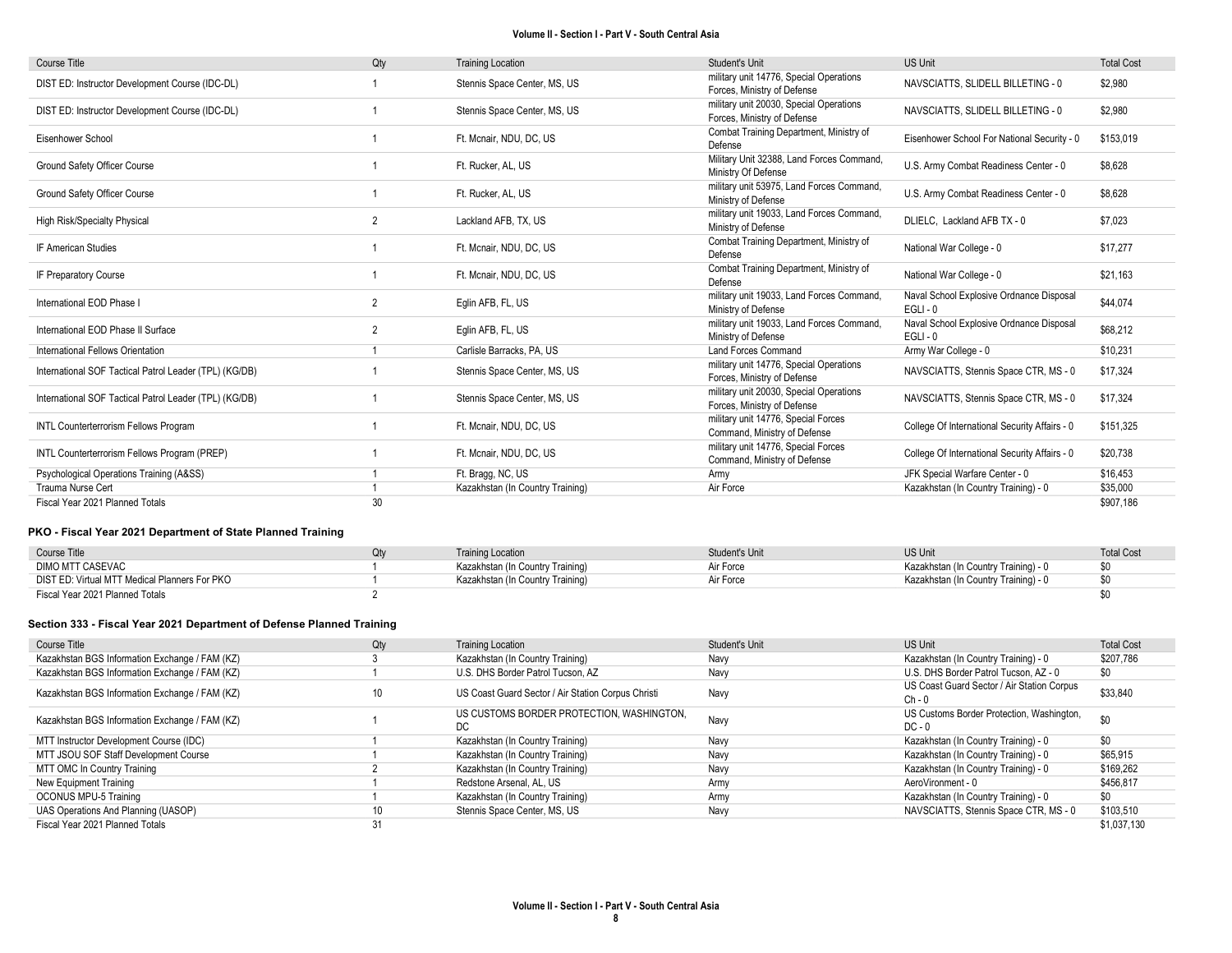| Course Title | Qty | Training Location | Student's Unit | US Unit | Total Cost |
|---|---|---|---|---|---|
| DIST ED: Instructor Development Course (IDC-DL) | 1 | Stennis Space Center, MS, US | military unit 14776, Special Operations Forces, Ministry of Defense | NAVSCIATTS, SLIDELL BILLETING - 0 | $2,980 |
| DIST ED: Instructor Development Course (IDC-DL) | 1 | Stennis Space Center, MS, US | military unit 20030, Special Operations Forces, Ministry of Defense | NAVSCIATTS, SLIDELL BILLETING - 0 | $2,980 |
| Eisenhower School | 1 | Ft. Mcnair, NDU, DC, US | Combat Training Department, Ministry of Defense | Eisenhower School For National Security - 0 | $153,019 |
| Ground Safety Officer Course | 1 | Ft. Rucker, AL, US | Military Unit 32388, Land Forces Command, Ministry Of Defense | U.S. Army Combat Readiness Center - 0 | $8,628 |
| Ground Safety Officer Course | 1 | Ft. Rucker, AL, US | military unit 53975, Land Forces Command, Ministry of Defense | U.S. Army Combat Readiness Center - 0 | $8,628 |
| High Risk/Specialty Physical | 2 | Lackland AFB, TX, US | military unit 19033, Land Forces Command, Ministry of Defense | DLIELC, Lackland AFB TX - 0 | $7,023 |
| IF American Studies | 1 | Ft. Mcnair, NDU, DC, US | Combat Training Department, Ministry of Defense | National War College - 0 | $17,277 |
| IF Preparatory Course | 1 | Ft. Mcnair, NDU, DC, US | Combat Training Department, Ministry of Defense | National War College - 0 | $21,163 |
| International EOD Phase I | 2 | Eglin AFB, FL, US | military unit 19033, Land Forces Command, Ministry of Defense | Naval School Explosive Ordnance Disposal EGLI - 0 | $44,074 |
| International EOD Phase II Surface | 2 | Eglin AFB, FL, US | military unit 19033, Land Forces Command, Ministry of Defense | Naval School Explosive Ordnance Disposal EGLI - 0 | $68,212 |
| International Fellows Orientation | 1 | Carlisle Barracks, PA, US | Land Forces Command | Army War College - 0 | $10,231 |
| International SOF Tactical Patrol Leader (TPL) (KG/DB) | 1 | Stennis Space Center, MS, US | military unit 14776, Special Operations Forces, Ministry of Defense | NAVSCIATTS, Stennis Space CTR, MS - 0 | $17,324 |
| International SOF Tactical Patrol Leader (TPL) (KG/DB) | 1 | Stennis Space Center, MS, US | military unit 20030, Special Operations Forces, Ministry of Defense | NAVSCIATTS, Stennis Space CTR, MS - 0 | $17,324 |
| INTL Counterterrorism Fellows Program | 1 | Ft. Mcnair, NDU, DC, US | military unit 14776, Special Forces Command, Ministry of Defense | College Of International Security Affairs - 0 | $151,325 |
| INTL Counterterrorism Fellows Program (PREP) | 1 | Ft. Mcnair, NDU, DC, US | military unit 14776, Special Forces Command, Ministry of Defense | College Of International Security Affairs - 0 | $20,738 |
| Psychological Operations Training (A&SS) | 1 | Ft. Bragg, NC, US | Army | JFK Special Warfare Center - 0 | $16,453 |
| Trauma Nurse Cert | 1 | Kazakhstan (In Country Training) | Air Force | Kazakhstan (In Country Training) - 0 | $35,000 |
| Fiscal Year 2021 Planned Totals | 30 | | | | $907,186 |

### PKO - Fiscal Year 2021 Department of State Planned Training

| Course Title | Qty | Training Location | Student's Unit | US Unit | Total Cost |
|---|---|---|---|---|---|
| DIMO MTT CASEVAC | 1 | Kazakhstan (In Country Training) | Air Force | Kazakhstan (In Country Training) - 0 | $0 |
| DIST ED: Virtual MTT Medical Planners For PKO | 1 | Kazakhstan (In Country Training) | Air Force | Kazakhstan (In Country Training) - 0 | $0 |
| Fiscal Year 2021 Planned Totals | 2 | | | | $0 |

### Section 333 - Fiscal Year 2021 Department of Defense Planned Training

| Course Title | Qty | Training Location | Student's Unit | US Unit | Total Cost |
|---|---|---|---|---|---|
| Kazakhstan BGS Information Exchange / FAM (KZ) | 3 | Kazakhstan (In Country Training) | Navy | Kazakhstan (In Country Training) - 0 | $207,786 |
| Kazakhstan BGS Information Exchange / FAM (KZ) | 1 | U.S. DHS Border Patrol Tucson, AZ | Navy | U.S. DHS Border Patrol Tucson, AZ - 0 | $0 |
| Kazakhstan BGS Information Exchange / FAM (KZ) | 10 | US Coast Guard Sector / Air Station Corpus Christi | Navy | US Coast Guard Sector / Air Station Corpus Ch - 0 | $33,840 |
| Kazakhstan BGS Information Exchange / FAM (KZ) | 1 | US CUSTOMS BORDER PROTECTION, WASHINGTON, DC | Navy | US Customs Border Protection, Washington, DC - 0 | $0 |
| MTT Instructor Development Course (IDC) | 1 | Kazakhstan (In Country Training) | Navy | Kazakhstan (In Country Training) - 0 | $0 |
| MTT JSOU SOF Staff Development Course | 1 | Kazakhstan (In Country Training) | Navy | Kazakhstan (In Country Training) - 0 | $65,915 |
| MTT OMC In Country Training | 2 | Kazakhstan (In Country Training) | Navy | Kazakhstan (In Country Training) - 0 | $169,262 |
| New Equipment Training | 1 | Redstone Arsenal, AL, US | Army | AeroVironment - 0 | $456,817 |
| OCONUS MPU-5 Training | 1 | Kazakhstan (In Country Training) | Army | Kazakhstan (In Country Training) - 0 | $0 |
| UAS Operations And Planning (UASOP) | 10 | Stennis Space Center, MS, US | Navy | NAVSCIATTS, Stennis Space CTR, MS - 0 | $103,510 |
| Fiscal Year 2021 Planned Totals | 31 | | | | $1,037,130 |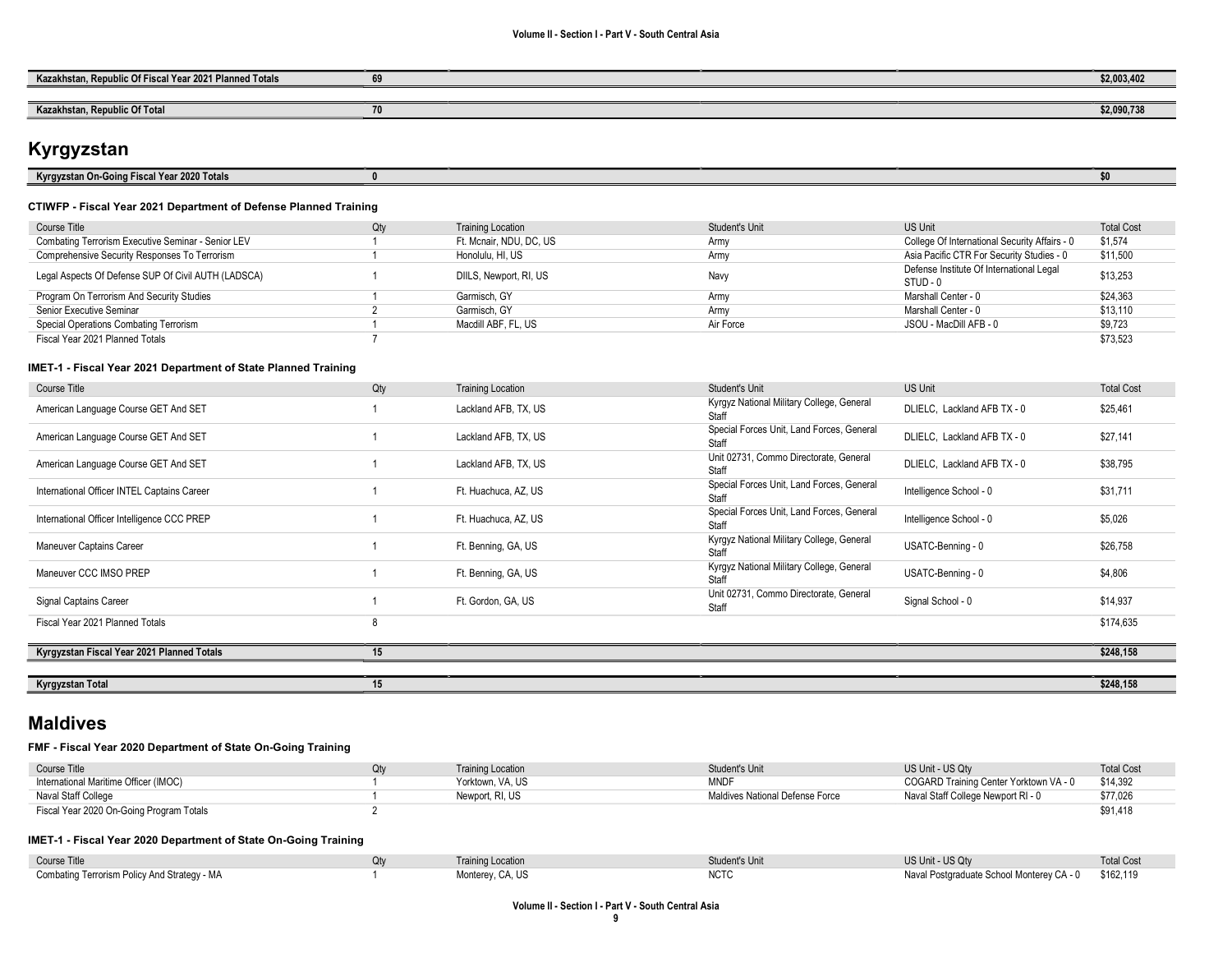| Kazakhstan, Republic Of Fiscal Year 2021 Planned Totals | 69 | | | | $2,003,402 |
|---|---|---|---|---|---|
| Kazakhstan, Republic Of Total | 70 | | | | $2,090,738 |

# Kyrgyzstan

| Kyrgyzstan On-Going Fiscal Year 2020 Totals | 0 | | | | $0 |
|---|---|---|---|---|---|

### CTIWFP - Fiscal Year 2021 Department of Defense Planned Training

| Course Title | Qty | Training Location | Student's Unit | US Unit | Total Cost |
|---|---|---|---|---|---|
| Combating Terrorism Executive Seminar - Senior LEV | 1 | Ft. Mcnair, NDU, DC, US | Army | College Of International Security Affairs - 0 | $1,574 |
| Comprehensive Security Responses To Terrorism | 1 | Honolulu, HI, US | Army | Asia Pacific CTR For Security Studies - 0 | $11,500 |
| Legal Aspects Of Defense SUP Of Civil AUTH (LADSCA) | 1 | DIILS, Newport, RI, US | Navy | Defense Institute Of International Legal STUD - 0 | $13,253 |
| Program On Terrorism And Security Studies | 1 | Garmisch, GY | Army | Marshall Center - 0 | $24,363 |
| Senior Executive Seminar | 2 | Garmisch, GY | Army | Marshall Center - 0 | $13,110 |
| Special Operations Combating Terrorism | 1 | Macdill ABF, FL, US | Air Force | JSOU - MacDill AFB - 0 | $9,723 |
| Fiscal Year 2021 Planned Totals | 7 | | | | $73,523 |

### IMET-1 - Fiscal Year 2021 Department of State Planned Training

| Course Title | Qty | Training Location | Student's Unit | US Unit | Total Cost |
|---|---|---|---|---|---|
| American Language Course GET And SET | 1 | Lackland AFB, TX, US | Kyrgyz National Military College, General Staff | DLIELC, Lackland AFB TX - 0 | $25,461 |
| American Language Course GET And SET | 1 | Lackland AFB, TX, US | Special Forces Unit, Land Forces, General Staff | DLIELC, Lackland AFB TX - 0 | $27,141 |
| American Language Course GET And SET | 1 | Lackland AFB, TX, US | Unit 02731, Commo Directorate, General Staff | DLIELC, Lackland AFB TX - 0 | $38,795 |
| International Officer INTEL Captains Career | 1 | Ft. Huachuca, AZ, US | Special Forces Unit, Land Forces, General Staff | Intelligence School - 0 | $31,711 |
| International Officer Intelligence CCC PREP | 1 | Ft. Huachuca, AZ, US | Special Forces Unit, Land Forces, General Staff | Intelligence School - 0 | $5,026 |
| Maneuver Captains Career | 1 | Ft. Benning, GA, US | Kyrgyz National Military College, General Staff | USATC-Benning - 0 | $26,758 |
| Maneuver CCC IMSO PREP | 1 | Ft. Benning, GA, US | Kyrgyz National Military College, General Staff | USATC-Benning - 0 | $4,806 |
| Signal Captains Career | 1 | Ft. Gordon, GA, US | Unit 02731, Commo Directorate, General Staff | Signal School - 0 | $14,937 |
| Fiscal Year 2021 Planned Totals | 8 | | | | $174,635 |

| Kyrgyzstan Fiscal Year 2021 Planned Totals | 15 | | | | $248,158 |
|---|---|---|---|---|---|
| Kyrgyzstan Total | 15 | | | | $248,158 |

# Maldives

### FMF - Fiscal Year 2020 Department of State On-Going Training

| Course Title | Qty | Training Location | Student's Unit | US Unit - US Qty | Total Cost |
|---|---|---|---|---|---|
| International Maritime Officer (IMOC) | 1 | Yorktown, VA, US | MNDF | COGARD Training Center Yorktown VA - 0 | $14,392 |
| Naval Staff College | 1 | Newport, RI, US | Maldives National Defense Force | Naval Staff College Newport RI - 0 | $77,026 |
| Fiscal Year 2020 On-Going Program Totals | 2 | | | | $91,418 |

### IMET-1 - Fiscal Year 2020 Department of State On-Going Training

| Course Title | Qty | Training Location | Student's Unit | US Unit - US Qty | Total Cost |
|---|---|---|---|---|---|
| Combating Terrorism Policy And Strategy - MA | 1 | Monterey, CA, US | NCTC | Naval Postgraduate School Monterey CA - 0 | $162,119 |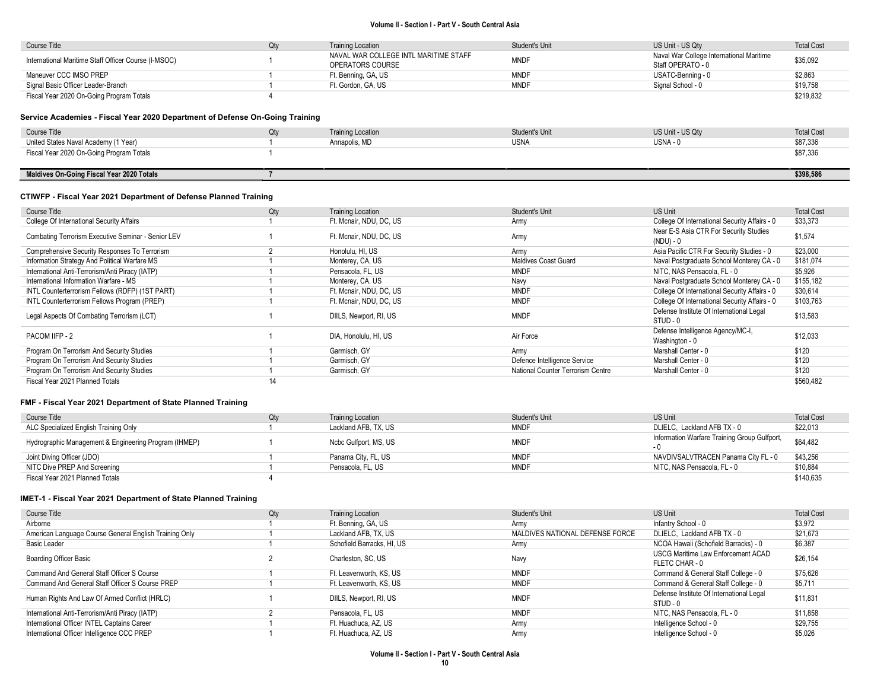| Course Title | Qty | Training Location | Student's Unit | US Unit - US Qty | Total Cost |
|---|---|---|---|---|---|
| International Maritime Staff Officer Course (I-MSOC) | 1 | NAVAL WAR COLLEGE INTL MARITIME STAFF OPERATORS COURSE | MNDF | Naval War College International Maritime Staff OPERATO - 0 | $35,092 |
| Maneuver CCC IMSO PREP | 1 | Ft. Benning, GA, US | MNDF | USATC-Benning - 0 | $2,863 |
| Signal Basic Officer Leader-Branch | 1 | Ft. Gordon, GA, US | MNDF | Signal School - 0 | $19,758 |
| Fiscal Year 2020 On-Going Program Totals | 4 | | | | $219,832 |

### Service Academies - Fiscal Year 2020 Department of Defense On-Going Training

| Course Title | Qty | Training Location | Student's Unit | US Unit - US Qty | Total Cost |
|---|---|---|---|---|---|
| United States Naval Academy (1 Year) | 1 | Annapolis, MD | USNA | USNA - 0 | $87,336 |
| Fiscal Year 2020 On-Going Program Totals | 1 | | | | $87,336 |

| | | | | | |
|---|---|---|---|---|---|
| **Maldives On-Going Fiscal Year 2020 Totals** | **7** | | | | **$398,586** |

### CTIWFP - Fiscal Year 2021 Department of Defense Planned Training

| Course Title | Qty | Training Location | Student's Unit | US Unit | Total Cost |
|---|---|---|---|---|---|
| College Of International Security Affairs | 1 | Ft. Mcnair, NDU, DC, US | Army | College Of International Security Affairs - 0 | $33,373 |
| Combating Terrorism Executive Seminar - Senior LEV | 1 | Ft. Mcnair, NDU, DC, US | Army | Near E-S Asia CTR For Security Studies (NDU) - 0 | $1,574 |
| Comprehensive Security Responses To Terrorism | 2 | Honolulu, HI, US | Army | Asia Pacific CTR For Security Studies - 0 | $23,000 |
| Information Strategy And Political Warfare MS | 1 | Monterey, CA, US | Maldives Coast Guard | Naval Postgraduate School Monterey CA - 0 | $181,074 |
| International Anti-Terrorism/Anti Piracy (IATP) | 1 | Pensacola, FL, US | MNDF | NITC, NAS Pensacola, FL - 0 | $5,926 |
| International Information Warfare - MS | 1 | Monterey, CA, US | Navy | Naval Postgraduate School Monterey CA - 0 | $155,182 |
| INTL Counterterrorism Fellows (RDFP) (1ST PART) | 1 | Ft. Mcnair, NDU, DC, US | MNDF | College Of International Security Affairs - 0 | $30,614 |
| INTL Counterterrorism Fellows Program (PREP) | 1 | Ft. Mcnair, NDU, DC, US | MNDF | College Of International Security Affairs - 0 | $103,763 |
| Legal Aspects Of Combating Terrorism (LCT) | 1 | DIILS, Newport, RI, US | MNDF | Defense Institute Of International Legal STUD - 0 | $13,583 |
| PACOM IIFP - 2 | 1 | DIA, Honolulu, HI, US | Air Force | Defense Intelligence Agency/MC-I, Washington - 0 | $12,033 |
| Program On Terrorism And Security Studies | 1 | Garmisch, GY | Army | Marshall Center - 0 | $120 |
| Program On Terrorism And Security Studies | 1 | Garmisch, GY | Defence Intelligence Service | Marshall Center - 0 | $120 |
| Program On Terrorism And Security Studies | 1 | Garmisch, GY | National Counter Terrorism Centre | Marshall Center - 0 | $120 |
| Fiscal Year 2021 Planned Totals | 14 | | | | $560,482 |

### FMF - Fiscal Year 2021 Department of State Planned Training

| Course Title | Qty | Training Location | Student's Unit | US Unit | Total Cost |
|---|---|---|---|---|---|
| ALC Specialized English Training Only | 1 | Lackland AFB, TX, US | MNDF | DLIELC, Lackland AFB TX - 0 | $22,013 |
| Hydrographic Management & Engineering Program (IHMEP) | 1 | Ncbc Gulfport, MS, US | MNDF | Information Warfare Training Group Gulfport, - 0 | $64,482 |
| Joint Diving Officer (JDO) | 1 | Panama City, FL, US | MNDF | NAVDIVSALVTRACEN Panama City FL - 0 | $43,256 |
| NITC Dive PREP And Screening | 1 | Pensacola, FL, US | MNDF | NITC, NAS Pensacola, FL - 0 | $10,884 |
| Fiscal Year 2021 Planned Totals | 4 | | | | $140,635 |

### IMET-1 - Fiscal Year 2021 Department of State Planned Training

| Course Title | Qty | Training Location | Student's Unit | US Unit | Total Cost |
|---|---|---|---|---|---|
| Airborne | 1 | Ft. Benning, GA, US | Army | Infantry School - 0 | $3,972 |
| American Language Course General English Training Only | 1 | Lackland AFB, TX, US | MALDIVES NATIONAL DEFENSE FORCE | DLIELC, Lackland AFB TX - 0 | $21,673 |
| Basic Leader | 1 | Schofield Barracks, HI, US | Army | NCOA Hawaii (Schofield Barracks) - 0 | $6,387 |
| Boarding Officer Basic | 2 | Charleston, SC, US | Navy | USCG Maritime Law Enforcement ACAD FLETC CHAR - 0 | $26,154 |
| Command And General Staff Officer S Course | 1 | Ft. Leavenworth, KS, US | MNDF | Command & General Staff College - 0 | $75,626 |
| Command And General Staff Officer S Course PREP | 1 | Ft. Leavenworth, KS, US | MNDF | Command & General Staff College - 0 | $5,711 |
| Human Rights And Law Of Armed Conflict (HRLC) | 1 | DIILS, Newport, RI, US | MNDF | Defense Institute Of International Legal STUD - 0 | $11,831 |
| International Anti-Terrorism/Anti Piracy (IATP) | 2 | Pensacola, FL, US | MNDF | NITC, NAS Pensacola, FL - 0 | $11,858 |
| International Officer INTEL Captains Career | 1 | Ft. Huachuca, AZ, US | Army | Intelligence School - 0 | $29,755 |
| International Officer Intelligence CCC PREP | 1 | Ft. Huachuca, AZ, US | Army | Intelligence School - 0 | $5,026 |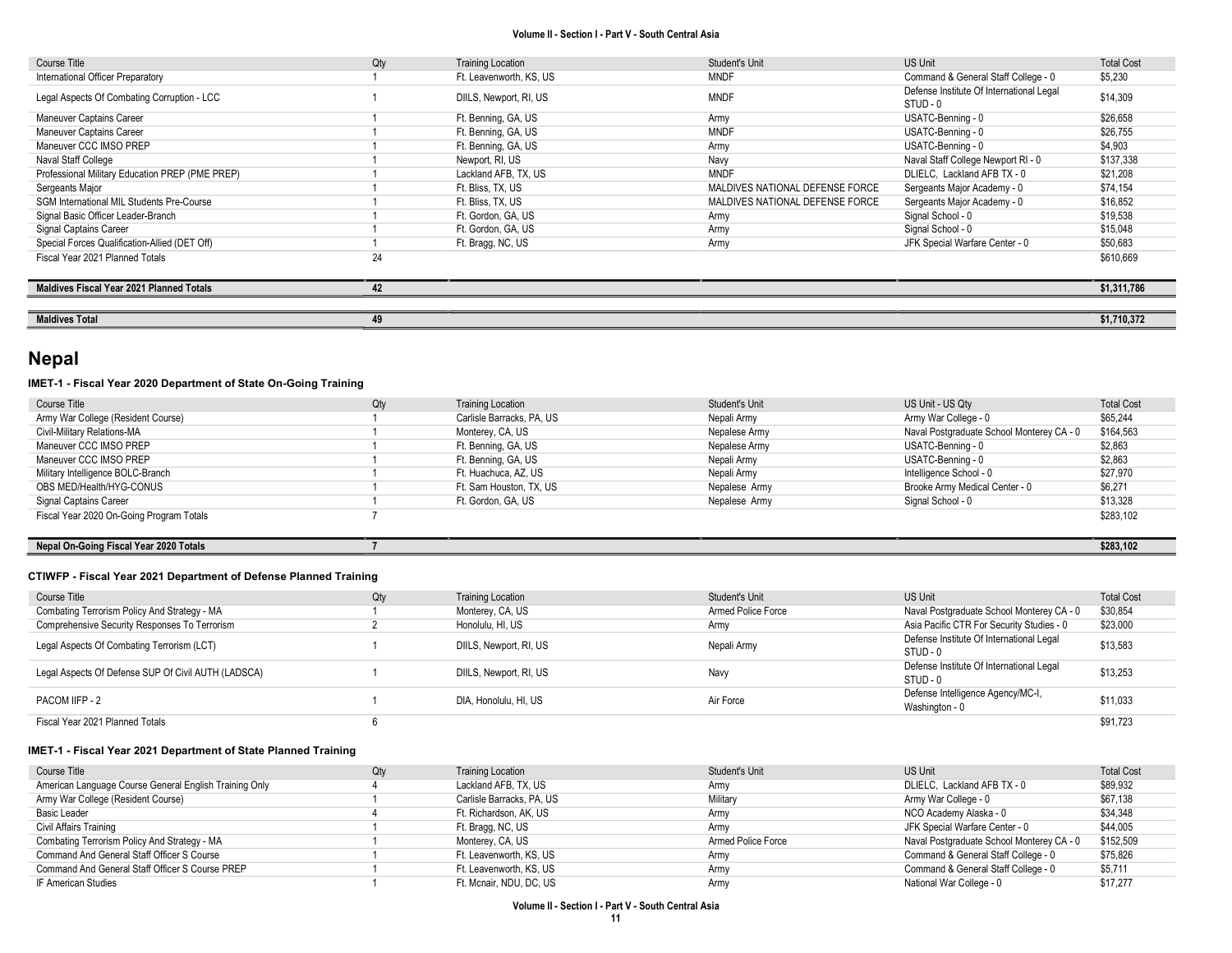| Course Title | Qty | Training Location | Student's Unit | US Unit | Total Cost |
|---|---|---|---|---|---|
| International Officer Preparatory | 1 | Ft. Leavenworth, KS, US | MNDF | Command & General Staff College - 0 | $5,230 |
| Legal Aspects Of Combating Corruption - LCC | 1 | DIILS, Newport, RI, US | MNDF | Defense Institute Of International Legal STUD - 0 | $14,309 |
| Maneuver Captains Career | 1 | Ft. Benning, GA, US | Army | USATC-Benning - 0 | $26,658 |
| Maneuver Captains Career | 1 | Ft. Benning, GA, US | MNDF | USATC-Benning - 0 | $26,755 |
| Maneuver CCC IMSO PREP | 1 | Ft. Benning, GA, US | Army | USATC-Benning - 0 | $4,903 |
| Naval Staff College | 1 | Newport, RI, US | Navy | Naval Staff College Newport RI - 0 | $137,338 |
| Professional Military Education PREP (PME PREP) | 1 | Lackland AFB, TX, US | MNDF | DLIELC, Lackland AFB TX - 0 | $21,208 |
| Sergeants Major | 1 | Ft. Bliss, TX, US | MALDIVES NATIONAL DEFENSE FORCE | Sergeants Major Academy - 0 | $74,154 |
| SGM International MIL Students Pre-Course | 1 | Ft. Bliss, TX, US | MALDIVES NATIONAL DEFENSE FORCE | Sergeants Major Academy - 0 | $16,852 |
| Signal Basic Officer Leader-Branch | 1 | Ft. Gordon, GA, US | Army | Signal School - 0 | $19,538 |
| Signal Captains Career | 1 | Ft. Gordon, GA, US | Army | Signal School - 0 | $15,048 |
| Special Forces Qualification-Allied (DET Off) | 1 | Ft. Bragg, NC, US | Army | JFK Special Warfare Center - 0 | $50,683 |
| Fiscal Year 2021 Planned Totals | 24 | | | | $610,669 |

| | | | | | |
|---|---|---|---|---|---|
| **Maldives Fiscal Year 2021 Planned Totals** | **42** | | | | **$1,311,786** |

| | | | | | |
|---|---|---|---|---|---|
| **Maldives Total** | **49** | | | | **$1,710,372** |

# Nepal

### IMET-1 - Fiscal Year 2020 Department of State On-Going Training

| Course Title | Qty | Training Location | Student's Unit | US Unit - US Qty | Total Cost |
|---|---|---|---|---|---|
| Army War College (Resident Course) | 1 | Carlisle Barracks, PA, US | Nepali Army | Army War College - 0 | $65,244 |
| Civil-Military Relations-MA | 1 | Monterey, CA, US | Nepalese Army | Naval Postgraduate School Monterey CA - 0 | $164,563 |
| Maneuver CCC IMSO PREP | 1 | Ft. Benning, GA, US | Nepalese Army | USATC-Benning - 0 | $2,863 |
| Maneuver CCC IMSO PREP | 1 | Ft. Benning, GA, US | Nepali Army | USATC-Benning - 0 | $2,863 |
| Military Intelligence BOLC-Branch | 1 | Ft. Huachuca, AZ, US | Nepali Army | Intelligence School - 0 | $27,970 |
| OBS MED/Health/HYG-CONUS | 1 | Ft. Sam Houston, TX, US | Nepalese Army | Brooke Army Medical Center - 0 | $6,271 |
| Signal Captains Career | 1 | Ft. Gordon, GA, US | Nepalese Army | Signal School - 0 | $13,328 |
| Fiscal Year 2020 On-Going Program Totals | 7 | | | | $283,102 |

| | | | | | |
|---|---|---|---|---|---|
| **Nepal On-Going Fiscal Year 2020 Totals** | **7** | | | | **$283,102** |

### CTIWFP - Fiscal Year 2021 Department of Defense Planned Training

| Course Title | Qty | Training Location | Student's Unit | US Unit | Total Cost |
|---|---|---|---|---|---|
| Combating Terrorism Policy And Strategy - MA | 1 | Monterey, CA, US | Armed Police Force | Naval Postgraduate School Monterey CA - 0 | $30,854 |
| Comprehensive Security Responses To Terrorism | 2 | Honolulu, HI, US | Army | Asia Pacific CTR For Security Studies - 0 | $23,000 |
| Legal Aspects Of Combating Terrorism (LCT) | 1 | DIILS, Newport, RI, US | Nepali Army | Defense Institute Of International Legal STUD - 0 | $13,583 |
| Legal Aspects Of Defense SUP Of Civil AUTH (LADSCA) | 1 | DIILS, Newport, RI, US | Navy | Defense Institute Of International Legal STUD - 0 | $13,253 |
| PACOM IIFP - 2 | 1 | DIA, Honolulu, HI, US | Air Force | Defense Intelligence Agency/MC-I, Washington - 0 | $11,033 |
| Fiscal Year 2021 Planned Totals | 6 | | | | $91,723 |

### IMET-1 - Fiscal Year 2021 Department of State Planned Training

| Course Title | Qty | Training Location | Student's Unit | US Unit | Total Cost |
|---|---|---|---|---|---|
| American Language Course General English Training Only | 4 | Lackland AFB, TX, US | Army | DLIELC, Lackland AFB TX - 0 | $89,932 |
| Army War College (Resident Course) | 1 | Carlisle Barracks, PA, US | Military | Army War College - 0 | $67,138 |
| Basic Leader | 4 | Ft. Richardson, AK, US | Army | NCO Academy Alaska - 0 | $34,348 |
| Civil Affairs Training | 1 | Ft. Bragg, NC, US | Army | JFK Special Warfare Center - 0 | $44,005 |
| Combating Terrorism Policy And Strategy - MA | 1 | Monterey, CA, US | Armed Police Force | Naval Postgraduate School Monterey CA - 0 | $152,509 |
| Command And General Staff Officer S Course | 1 | Ft. Leavenworth, KS, US | Army | Command & General Staff College - 0 | $75,826 |
| Command And General Staff Officer S Course PREP | 1 | Ft. Leavenworth, KS, US | Army | Command & General Staff College - 0 | $5,711 |
| IF American Studies | 1 | Ft. Mcnair, NDU, DC, US | Army | National War College - 0 | $17,277 |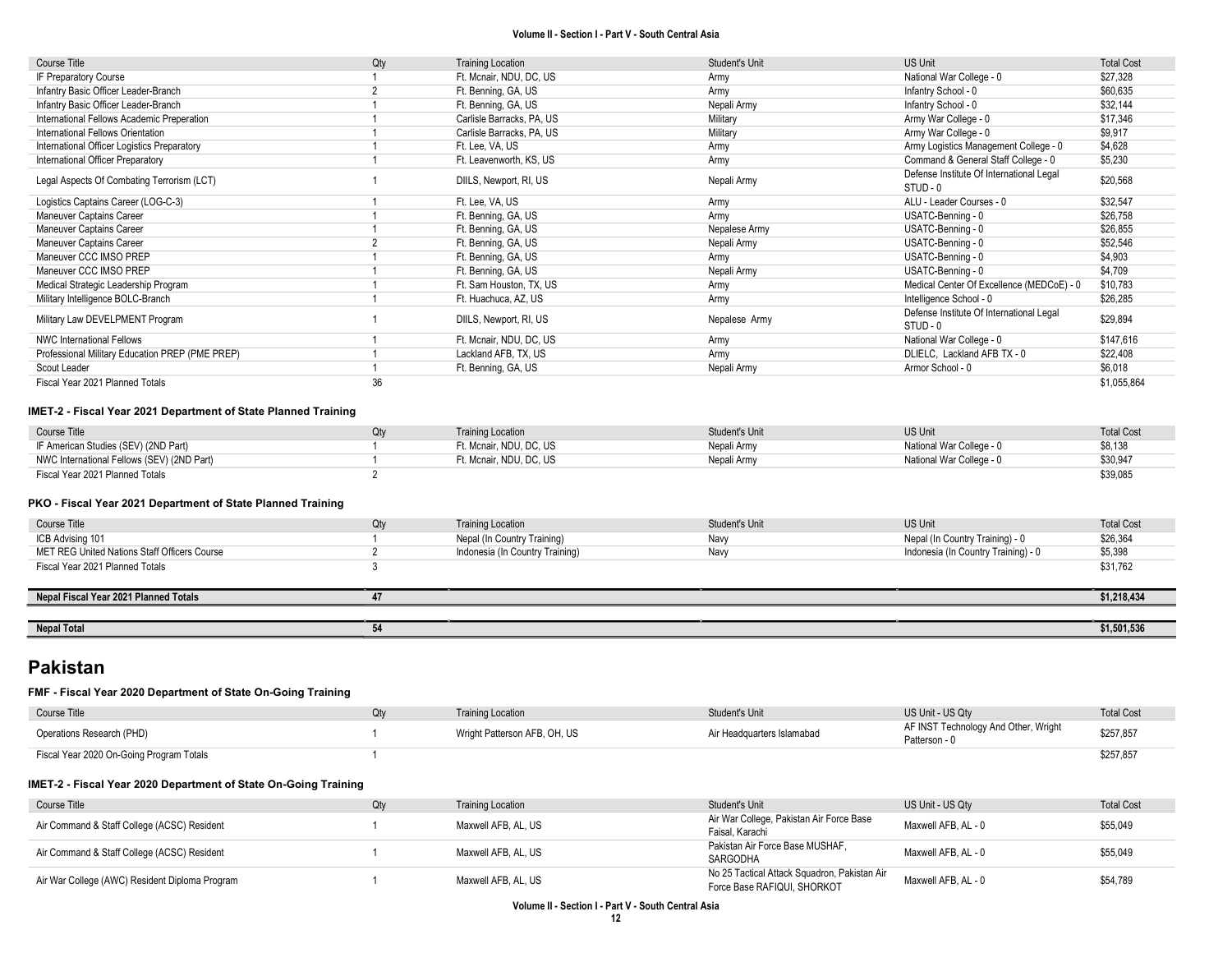| Course Title | Qty | Training Location | Student's Unit | US Unit | Total Cost |
|---|---|---|---|---|---|
| IF Preparatory Course | 1 | Ft. Mcnair, NDU, DC, US | Army | National War College - 0 | $27,328 |
| Infantry Basic Officer Leader-Branch | 2 | Ft. Benning, GA, US | Army | Infantry School - 0 | $60,635 |
| Infantry Basic Officer Leader-Branch | 1 | Ft. Benning, GA, US | Nepali Army | Infantry School - 0 | $32,144 |
| International Fellows Academic Preperation | 1 | Carlisle Barracks, PA, US | Military | Army War College - 0 | $17,346 |
| International Fellows Orientation | 1 | Carlisle Barracks, PA, US | Military | Army War College - 0 | $9,917 |
| International Officer Logistics Preparatory | 1 | Ft. Lee, VA, US | Army | Army Logistics Management College - 0 | $4,628 |
| International Officer Preparatory | 1 | Ft. Leavenworth, KS, US | Army | Command & General Staff College - 0 | $5,230 |
| Legal Aspects Of Combating Terrorism (LCT) | 1 | DIILS, Newport, RI, US | Nepali Army | Defense Institute Of International Legal STUD - 0 | $20,568 |
| Logistics Captains Career (LOG-C-3) | 1 | Ft. Lee, VA, US | Army | ALU - Leader Courses - 0 | $32,547 |
| Maneuver Captains Career | 1 | Ft. Benning, GA, US | Army | USATC-Benning - 0 | $26,758 |
| Maneuver Captains Career | 1 | Ft. Benning, GA, US | Nepalese Army | USATC-Benning - 0 | $26,855 |
| Maneuver Captains Career | 2 | Ft. Benning, GA, US | Nepali Army | USATC-Benning - 0 | $52,546 |
| Maneuver CCC IMSO PREP | 1 | Ft. Benning, GA, US | Army | USATC-Benning - 0 | $4,903 |
| Maneuver CCC IMSO PREP | 1 | Ft. Benning, GA, US | Nepali Army | USATC-Benning - 0 | $4,709 |
| Medical Strategic Leadership Program | 1 | Ft. Sam Houston, TX, US | Army | Medical Center Of Excellence (MEDCoE) - 0 | $10,783 |
| Military Intelligence BOLC-Branch | 1 | Ft. Huachuca, AZ, US | Army | Intelligence School - 0 | $26,285 |
| Military Law DEVELPMENT Program | 1 | DIILS, Newport, RI, US | Nepalese Army | Defense Institute Of International Legal STUD - 0 | $29,894 |
| NWC International Fellows | 1 | Ft. Mcnair, NDU, DC, US | Army | National War College - 0 | $147,616 |
| Professional Military Education PREP (PME PREP) | 1 | Lackland AFB, TX, US | Army | DLIELC, Lackland AFB TX - 0 | $22,408 |
| Scout Leader | 1 | Ft. Benning, GA, US | Nepali Army | Armor School - 0 | $6,018 |
| Fiscal Year 2021 Planned Totals | 36 | | | | $1,055,864 |

#### IMET-2 - Fiscal Year 2021 Department of State Planned Training

| Course Title | Qty | Training Location | Student's Unit | US Unit | Total Cost |
|---|---|---|---|---|---|
| IF American Studies (SEV) (2ND Part) | 1 | Ft. Mcnair, NDU, DC, US | Nepali Army | National War College - 0 | $8,138 |
| NWC International Fellows (SEV) (2ND Part) | 1 | Ft. Mcnair, NDU, DC, US | Nepali Army | National War College - 0 | $30,947 |
| Fiscal Year 2021 Planned Totals | 2 | | | | $39,085 |

#### PKO - Fiscal Year 2021 Department of State Planned Training

| Course Title | Qty | Training Location | Student's Unit | US Unit | Total Cost |
|---|---|---|---|---|---|
| ICB Advising 101 | 1 | Nepal (In Country Training) | Navy | Nepal (In Country Training) - 0 | $26,364 |
| MET REG United Nations Staff Officers Course | 2 | Indonesia (In Country Training) | Navy | Indonesia (In Country Training) - 0 | $5,398 |
| Fiscal Year 2021 Planned Totals | 3 | | | | $31,762 |

| | | | | | |
|---|---|---|---|---|---|
| **Nepal Fiscal Year 2021 Planned Totals** | **47** | | | | **$1,218,434** |

| | | | | | |
|---|---|---|---|---|---|
| **Nepal Total** | **54** | | | | **$1,501,536** |

## Pakistan

#### FMF - Fiscal Year 2020 Department of State On-Going Training

| Course Title | Qty | Training Location | Student's Unit | US Unit - US Qty | Total Cost |
|---|---|---|---|---|---|
| Operations Research (PHD) | 1 | Wright Patterson AFB, OH, US | Air Headquarters Islamabad | AF INST Technology And Other, Wright Patterson - 0 | $257,857 |
| Fiscal Year 2020 On-Going Program Totals | 1 | | | | $257,857 |

#### IMET-2 - Fiscal Year 2020 Department of State On-Going Training

| Course Title | Qty | Training Location | Student's Unit | US Unit - US Qty | Total Cost |
|---|---|---|---|---|---|
| Air Command & Staff College (ACSC) Resident | 1 | Maxwell AFB, AL, US | Air War College, Pakistan Air Force Base Faisal, Karachi | Maxwell AFB, AL - 0 | $55,049 |
| Air Command & Staff College (ACSC) Resident | 1 | Maxwell AFB, AL, US | Pakistan Air Force Base MUSHAF, SARGODHA | Maxwell AFB, AL - 0 | $55,049 |
| Air War College (AWC) Resident Diploma Program | 1 | Maxwell AFB, AL, US | No 25 Tactical Attack Squadron, Pakistan Air Force Base RAFIQUI, SHORKOT | Maxwell AFB, AL - 0 | $54,789 |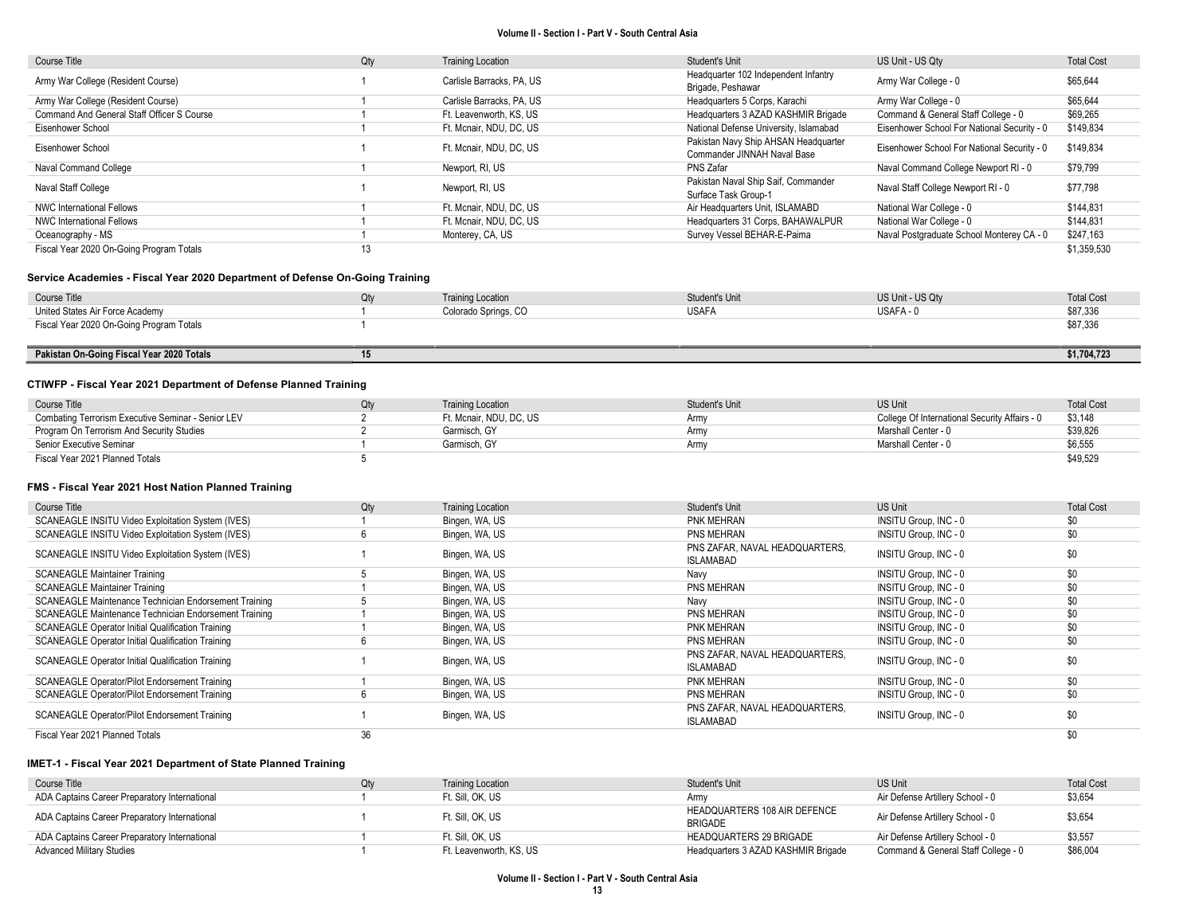| Course Title | Qty | Training Location | Student's Unit | US Unit - US Qty | Total Cost |
|---|---|---|---|---|---|
| Army War College (Resident Course) | 1 | Carlisle Barracks, PA, US | Headquarter 102 Independent Infantry Brigade, Peshawar | Army War College - 0 | $65,644 |
| Army War College (Resident Course) | 1 | Carlisle Barracks, PA, US | Headquarters 5 Corps, Karachi | Army War College - 0 | $65,644 |
| Command And General Staff Officer S Course | 1 | Ft. Leavenworth, KS, US | Headquarters 3 AZAD KASHMIR Brigade | Command & General Staff College - 0 | $69,265 |
| Eisenhower School | 1 | Ft. Mcnair, NDU, DC, US | National Defense University, Islamabad | Eisenhower School For National Security - 0 | $149,834 |
| Eisenhower School | 1 | Ft. Mcnair, NDU, DC, US | Pakistan Navy Ship AHSAN Headquarter Commander JINNAH Naval Base | Eisenhower School For National Security - 0 | $149,834 |
| Naval Command College | 1 | Newport, RI, US | PNS Zafar | Naval Command College Newport RI - 0 | $79,799 |
| Naval Staff College | 1 | Newport, RI, US | Pakistan Naval Ship Saif, Commander Surface Task Group-1 | Naval Staff College Newport RI - 0 | $77,798 |
| NWC International Fellows | 1 | Ft. Mcnair, NDU, DC, US | Air Headquarters Unit, ISLAMABD | National War College - 0 | $144,831 |
| NWC International Fellows | 1 | Ft. Mcnair, NDU, DC, US | Headquarters 31 Corps, BAHAWALPUR | National War College - 0 | $144,831 |
| Oceanography - MS | 1 | Monterey, CA, US | Survey Vessel BEHAR-E-Paima | Naval Postgraduate School Monterey CA - 0 | $247,163 |
| Fiscal Year 2020 On-Going Program Totals | 13 | | | | $1,359,530 |

### Service Academies - Fiscal Year 2020 Department of Defense On-Going Training

| Course Title | Qty | Training Location | Student's Unit | US Unit - US Qty | Total Cost |
|---|---|---|---|---|---|
| United States Air Force Academy | 1 | Colorado Springs, CO | USAFA | USAFA - 0 | $87,336 |
| Fiscal Year 2020 On-Going Program Totals | 1 | | | | $87,336 |

| | | | | | |
|---|---|---|---|---|---|
| **Pakistan On-Going Fiscal Year 2020 Totals** | **15** | | | | **$1,704,723** |

### CTIWFP - Fiscal Year 2021 Department of Defense Planned Training

| Course Title | Qty | Training Location | Student's Unit | US Unit | Total Cost |
|---|---|---|---|---|---|
| Combating Terrorism Executive Seminar - Senior LEV | 2 | Ft. Mcnair, NDU, DC, US | Army | College Of International Security Affairs - 0 | $3,148 |
| Program On Terrorism And Security Studies | 2 | Garmisch, GY | Army | Marshall Center - 0 | $39,826 |
| Senior Executive Seminar | 1 | Garmisch, GY | Army | Marshall Center - 0 | $6,555 |
| Fiscal Year 2021 Planned Totals | 5 | | | | $49,529 |

### FMS - Fiscal Year 2021 Host Nation Planned Training

| Course Title | Qty | Training Location | Student's Unit | US Unit | Total Cost |
|---|---|---|---|---|---|
| SCANEAGLE INSITU Video Exploitation System (IVES) | 1 | Bingen, WA, US | PNK MEHRAN | INSITU Group, INC - 0 | $0 |
| SCANEAGLE INSITU Video Exploitation System (IVES) | 6 | Bingen, WA, US | PNS MEHRAN | INSITU Group, INC - 0 | $0 |
| SCANEAGLE INSITU Video Exploitation System (IVES) | 1 | Bingen, WA, US | PNS ZAFAR, NAVAL HEADQUARTERS, ISLAMABAD | INSITU Group, INC - 0 | $0 |
| SCANEAGLE Maintainer Training | 5 | Bingen, WA, US | Navy | INSITU Group, INC - 0 | $0 |
| SCANEAGLE Maintainer Training | 1 | Bingen, WA, US | PNS MEHRAN | INSITU Group, INC - 0 | $0 |
| SCANEAGLE Maintenance Technician Endorsement Training | 5 | Bingen, WA, US | Navy | INSITU Group, INC - 0 | $0 |
| SCANEAGLE Maintenance Technician Endorsement Training | 1 | Bingen, WA, US | PNS MEHRAN | INSITU Group, INC - 0 | $0 |
| SCANEAGLE Operator Initial Qualification Training | 1 | Bingen, WA, US | PNK MEHRAN | INSITU Group, INC - 0 | $0 |
| SCANEAGLE Operator Initial Qualification Training | 6 | Bingen, WA, US | PNS MEHRAN | INSITU Group, INC - 0 | $0 |
| SCANEAGLE Operator Initial Qualification Training | 1 | Bingen, WA, US | PNS ZAFAR, NAVAL HEADQUARTERS, ISLAMABAD | INSITU Group, INC - 0 | $0 |
| SCANEAGLE Operator/Pilot Endorsement Training | 1 | Bingen, WA, US | PNK MEHRAN | INSITU Group, INC - 0 | $0 |
| SCANEAGLE Operator/Pilot Endorsement Training | 6 | Bingen, WA, US | PNS MEHRAN | INSITU Group, INC - 0 | $0 |
| SCANEAGLE Operator/Pilot Endorsement Training | 1 | Bingen, WA, US | PNS ZAFAR, NAVAL HEADQUARTERS, ISLAMABAD | INSITU Group, INC - 0 | $0 |
| Fiscal Year 2021 Planned Totals | 36 | | | | $0 |

### IMET-1 - Fiscal Year 2021 Department of State Planned Training

| Course Title | Qty | Training Location | Student's Unit | US Unit | Total Cost |
|---|---|---|---|---|---|
| ADA Captains Career Preparatory International | 1 | Ft. Sill, OK, US | Army | Air Defense Artillery School - 0 | $3,654 |
| ADA Captains Career Preparatory International | 1 | Ft. Sill, OK, US | HEADQUARTERS 108 AIR DEFENCE BRIGADE | Air Defense Artillery School - 0 | $3,654 |
| ADA Captains Career Preparatory International | 1 | Ft. Sill, OK, US | HEADQUARTERS 29 BRIGADE | Air Defense Artillery School - 0 | $3,557 |
| Advanced Military Studies | 1 | Ft. Leavenworth, KS, US | Headquarters 3 AZAD KASHMIR Brigade | Command & General Staff College - 0 | $86,004 |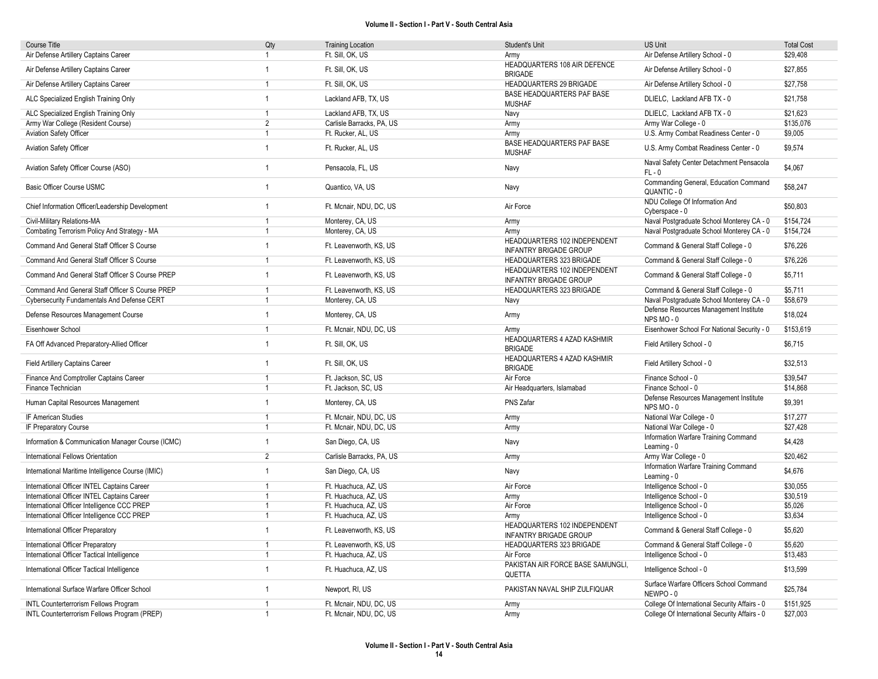| Course Title | Qty | Training Location | Student's Unit | US Unit | Total Cost |
|---|---|---|---|---|---|
| Air Defense Artillery Captains Career | 1 | Ft. Sill, OK, US | Army | Air Defense Artillery School - 0 | \$29,408 |
| Air Defense Artillery Captains Career | 1 | Ft. Sill, OK, US | HEADQUARTERS 108 AIR DEFENCE BRIGADE | Air Defense Artillery School - 0 | \$27,855 |
| Air Defense Artillery Captains Career | 1 | Ft. Sill, OK, US | HEADQUARTERS 29 BRIGADE | Air Defense Artillery School - 0 | \$27,758 |
| ALC Specialized English Training Only | 1 | Lackland AFB, TX, US | BASE HEADQUARTERS PAF BASE MUSHAF | DLIELC, Lackland AFB TX - 0 | \$21,758 |
| ALC Specialized English Training Only | 1 | Lackland AFB, TX, US | Navy | DLIELC, Lackland AFB TX - 0 | \$21,623 |
| Army War College (Resident Course) | 2 | Carlisle Barracks, PA, US | Army | Army War College - 0 | \$135,076 |
| Aviation Safety Officer | 1 | Ft. Rucker, AL, US | Army | U.S. Army Combat Readiness Center - 0 | \$9,005 |
| Aviation Safety Officer | 1 | Ft. Rucker, AL, US | BASE HEADQUARTERS PAF BASE MUSHAF | U.S. Army Combat Readiness Center - 0 | \$9,574 |
| Aviation Safety Officer Course (ASO) | 1 | Pensacola, FL, US | Navy | Naval Safety Center Detachment Pensacola FL - 0 | \$4,067 |
| Basic Officer Course USMC | 1 | Quantico, VA, US | Navy | Commanding General, Education Command QUANTIC - 0 | \$58,247 |
| Chief Information Officer/Leadership Development | 1 | Ft. Mcnair, NDU, DC, US | Air Force | NDU College Of Information And Cyberspace - 0 | \$50,803 |
| Civil-Military Relations-MA | 1 | Monterey, CA, US | Army | Naval Postgraduate School Monterey CA - 0 | \$154,724 |
| Combating Terrorism Policy And Strategy - MA | 1 | Monterey, CA, US | Army | Naval Postgraduate School Monterey CA - 0 | \$154,724 |
| Command And General Staff Officer S Course | 1 | Ft. Leavenworth, KS, US | HEADQUARTERS 102 INDEPENDENT INFANTRY BRIGADE GROUP | Command & General Staff College - 0 | \$76,226 |
| Command And General Staff Officer S Course | 1 | Ft. Leavenworth, KS, US | HEADQUARTERS 323 BRIGADE | Command & General Staff College - 0 | \$76,226 |
| Command And General Staff Officer S Course PREP | 1 | Ft. Leavenworth, KS, US | HEADQUARTERS 102 INDEPENDENT INFANTRY BRIGADE GROUP | Command & General Staff College - 0 | \$5,711 |
| Command And General Staff Officer S Course PREP | 1 | Ft. Leavenworth, KS, US | HEADQUARTERS 323 BRIGADE | Command & General Staff College - 0 | \$5,711 |
| Cybersecurity Fundamentals And Defense CERT | 1 | Monterey, CA, US | Navy | Naval Postgraduate School Monterey CA - 0 | \$58,679 |
| Defense Resources Management Course | 1 | Monterey, CA, US | Army | Defense Resources Management Institute NPS MO - 0 | \$18,024 |
| Eisenhower School | 1 | Ft. Mcnair, NDU, DC, US | Army | Eisenhower School For National Security - 0 | \$153,619 |
| FA Off Advanced Preparatory-Allied Officer | 1 | Ft. Sill, OK, US | HEADQUARTERS 4 AZAD KASHMIR BRIGADE | Field Artillery School - 0 | \$6,715 |
| Field Artillery Captains Career | 1 | Ft. Sill, OK, US | HEADQUARTERS 4 AZAD KASHMIR BRIGADE | Field Artillery School - 0 | \$32,513 |
| Finance And Comptroller Captains Career | 1 | Ft. Jackson, SC, US | Air Force | Finance School - 0 | \$39,547 |
| Finance Technician | 1 | Ft. Jackson, SC, US | Air Headquarters, Islamabad | Finance School - 0 | \$14,868 |
| Human Capital Resources Management | 1 | Monterey, CA, US | PNS Zafar | Defense Resources Management Institute NPS MO - 0 | \$9,391 |
| IF American Studies | 1 | Ft. Mcnair, NDU, DC, US | Army | National War College - 0 | \$17,277 |
| IF Preparatory Course | 1 | Ft. Mcnair, NDU, DC, US | Army | National War College - 0 | \$27,428 |
| Information & Communication Manager Course (ICMC) | 1 | San Diego, CA, US | Navy | Information Warfare Training Command Learning - 0 | \$4,428 |
| International Fellows Orientation | 2 | Carlisle Barracks, PA, US | Army | Army War College - 0 | \$20,462 |
| International Maritime Intelligence Course (IMIC) | 1 | San Diego, CA, US | Navy | Information Warfare Training Command Learning - 0 | \$4,676 |
| International Officer INTEL Captains Career | 1 | Ft. Huachuca, AZ, US | Air Force | Intelligence School - 0 | \$30,055 |
| International Officer INTEL Captains Career | 1 | Ft. Huachuca, AZ, US | Army | Intelligence School - 0 | \$30,519 |
| International Officer Intelligence CCC PREP | 1 | Ft. Huachuca, AZ, US | Air Force | Intelligence School - 0 | \$5,026 |
| International Officer Intelligence CCC PREP | 1 | Ft. Huachuca, AZ, US | Army | Intelligence School - 0 | \$3,634 |
| International Officer Preparatory | 1 | Ft. Leavenworth, KS, US | HEADQUARTERS 102 INDEPENDENT INFANTRY BRIGADE GROUP | Command & General Staff College - 0 | \$5,620 |
| International Officer Preparatory | 1 | Ft. Leavenworth, KS, US | HEADQUARTERS 323 BRIGADE | Command & General Staff College - 0 | \$5,620 |
| International Officer Tactical Intelligence | 1 | Ft. Huachuca, AZ, US | Air Force | Intelligence School - 0 | \$13,483 |
| International Officer Tactical Intelligence | 1 | Ft. Huachuca, AZ, US | PAKISTAN AIR FORCE BASE SAMUNGLI, QUETTA | Intelligence School - 0 | \$13,599 |
| International Surface Warfare Officer School | 1 | Newport, RI, US | PAKISTAN NAVAL SHIP ZULFIQUAR | Surface Warfare Officers School Command NEWPO - 0 | \$25,784 |
| INTL Counterterrorism Fellows Program | 1 | Ft. Mcnair, NDU, DC, US | Army | College Of International Security Affairs - 0 | \$151,925 |
| INTL Counterterrorism Fellows Program (PREP) | 1 | Ft. Mcnair, NDU, DC, US | Army | College Of International Security Affairs - 0 | \$27,003 |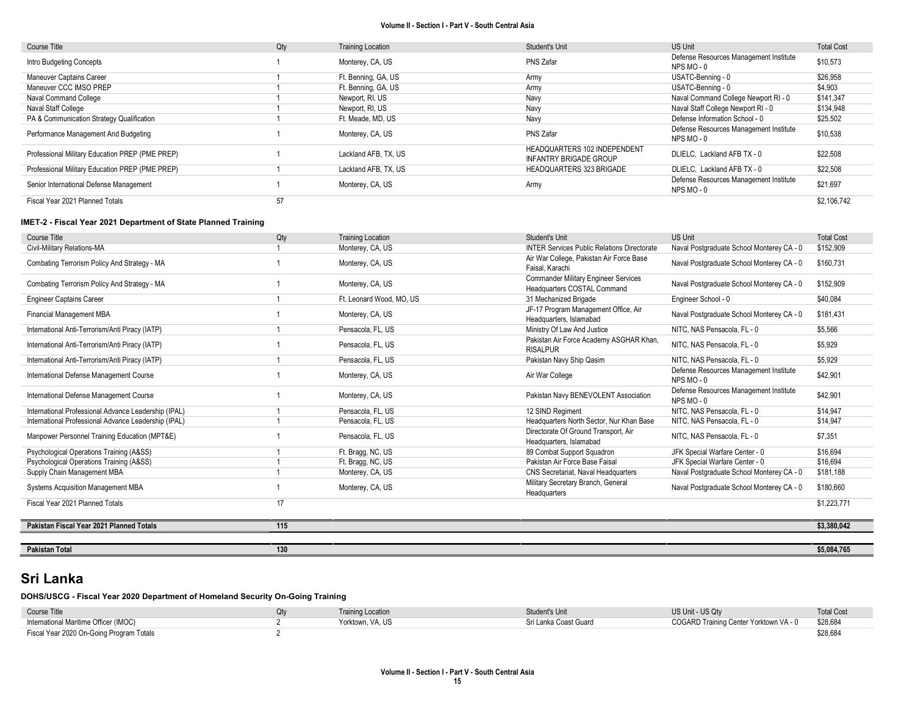| Course Title | Qty | Training Location | Student's Unit | US Unit | Total Cost |
|---|---|---|---|---|---|
| Intro Budgeting Concepts | 1 | Monterey, CA, US | PNS Zafar | Defense Resources Management Institute NPS MO - 0 | $10,573 |
| Maneuver Captains Career | 1 | Ft. Benning, GA, US | Army | USATC-Benning - 0 | $26,958 |
| Maneuver CCC IMSO PREP | 1 | Ft. Benning, GA, US | Army | USATC-Benning - 0 | $4,903 |
| Naval Command College | 1 | Newport, RI, US | Navy | Naval Command College Newport RI - 0 | $141,347 |
| Naval Staff College | 1 | Newport, RI, US | Navy | Naval Staff College Newport RI - 0 | $134,948 |
| PA & Communication Strategy Qualification | 1 | Ft. Meade, MD, US | Navy | Defense Information School - 0 | $25,502 |
| Performance Management And Budgeting | 1 | Monterey, CA, US | PNS Zafar | Defense Resources Management Institute NPS MO - 0 | $10,538 |
| Professional Military Education PREP (PME PREP) | 1 | Lackland AFB, TX, US | HEADQUARTERS 102 INDEPENDENT INFANTRY BRIGADE GROUP | DLIELC, Lackland AFB TX - 0 | $22,508 |
| Professional Military Education PREP (PME PREP) | 1 | Lackland AFB, TX, US | HEADQUARTERS 323 BRIGADE | DLIELC, Lackland AFB TX - 0 | $22,508 |
| Senior International Defense Management | 1 | Monterey, CA, US | Army | Defense Resources Management Institute NPS MO - 0 | $21,697 |
| Fiscal Year 2021 Planned Totals | 57 | | | | $2,106,742 |

**IMET-2 - Fiscal Year 2021 Department of State Planned Training**

| Course Title | Qty | Training Location | Student's Unit | US Unit | Total Cost |
|---|---|---|---|---|---|
| Civil-Military Relations-MA | 1 | Monterey, CA, US | INTER Services Public Relations Directorate | Naval Postgraduate School Monterey CA - 0 | $152,909 |
| Combating Terrorism Policy And Strategy - MA | 1 | Monterey, CA, US | Air War College, Pakistan Air Force Base Faisal, Karachi | Naval Postgraduate School Monterey CA - 0 | $160,731 |
| Combating Terrorism Policy And Strategy - MA | 1 | Monterey, CA, US | Commander Military Engineer Services Headquarters COSTAL Command | Naval Postgraduate School Monterey CA - 0 | $152,909 |
| Engineer Captains Career | 1 | Ft. Leonard Wood, MO, US | 31 Mechanized Brigade | Engineer School - 0 | $40,084 |
| Financial Management MBA | 1 | Monterey, CA, US | JF-17 Program Management Office, Air Headquarters, Islamabad | Naval Postgraduate School Monterey CA - 0 | $181,431 |
| International Anti-Terrorism/Anti Piracy (IATP) | 1 | Pensacola, FL, US | Ministry Of Law And Justice | NITC, NAS Pensacola, FL - 0 | $5,566 |
| International Anti-Terrorism/Anti Piracy (IATP) | 1 | Pensacola, FL, US | Pakistan Air Force Academy ASGHAR Khan, RISALPUR | NITC, NAS Pensacola, FL - 0 | $5,929 |
| International Anti-Terrorism/Anti Piracy (IATP) | 1 | Pensacola, FL, US | Pakistan Navy Ship Qasim | NITC, NAS Pensacola, FL - 0 | $5,929 |
| International Defense Management Course | 1 | Monterey, CA, US | Air War College | Defense Resources Management Institute NPS MO - 0 | $42,901 |
| International Defense Management Course | 1 | Monterey, CA, US | Pakistan Navy BENEVOLENT Association | Defense Resources Management Institute NPS MO - 0 | $42,901 |
| International Professional Advance Leadership (IPAL) | 1 | Pensacola, FL, US | 12 SIND Regiment | NITC, NAS Pensacola, FL - 0 | $14,947 |
| International Professional Advance Leadership (IPAL) | 1 | Pensacola, FL, US | Headquarters North Sector, Nur Khan Base | NITC, NAS Pensacola, FL - 0 | $14,947 |
| Manpower Personnel Training Education (MPT&E) | 1 | Pensacola, FL, US | Directorate Of Ground Transport, Air Headquarters, Islamabad | NITC, NAS Pensacola, FL - 0 | $7,351 |
| Psychological Operations Training (A&SS) | 1 | Ft. Bragg, NC, US | 89 Combat Support Squadron | JFK Special Warfare Center - 0 | $16,694 |
| Psychological Operations Training (A&SS) | 1 | Ft. Bragg, NC, US | Pakistan Air Force Base Faisal | JFK Special Warfare Center - 0 | $16,694 |
| Supply Chain Management MBA | 1 | Monterey, CA, US | CNS Secretariat, Naval Headquarters | Naval Postgraduate School Monterey CA - 0 | $181,188 |
| Systems Acquisition Management MBA | 1 | Monterey, CA, US | Military Secretary Branch, General Headquarters | Naval Postgraduate School Monterey CA - 0 | $180,660 |
| Fiscal Year 2021 Planned Totals | 17 | | | | $1,223,771 |

| | | | | | |
|---|---|---|---|---|---|
| **Pakistan Fiscal Year 2021 Planned Totals** | **115** | | | | **$3,380,042** |
| **Pakistan Total** | **130** | | | | **$5,084,765** |

# Sri Lanka

**DOHS/USCG - Fiscal Year 2020 Department of Homeland Security On-Going Training**

| Course Title | Qty | Training Location | Student's Unit | US Unit - US Qty | Total Cost |
|---|---|---|---|---|---|
| International Maritime Officer (IMOC) | 2 | Yorktown, VA, US | Sri Lanka Coast Guard | COGARD Training Center Yorktown VA - 0 | $28,684 |
| Fiscal Year 2020 On-Going Program Totals | 2 | | | | $28,684 |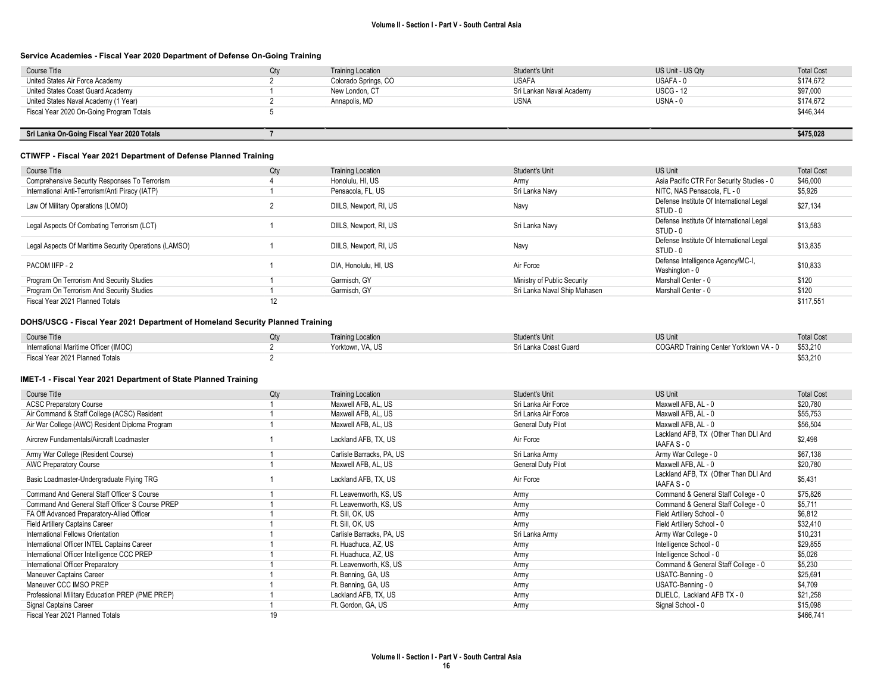### Service Academies - Fiscal Year 2020 Department of Defense On-Going Training

| Course Title | Qty | Training Location | Student's Unit | US Unit - US Qty | Total Cost |
|---|---|---|---|---|---|
| United States Air Force Academy | 2 | Colorado Springs, CO | USAFA | USAFA - 0 | $174,672 |
| United States Coast Guard Academy | 1 | New London, CT | Sri Lankan Naval Academy | USCG - 12 | $97,000 |
| United States Naval Academy (1 Year) | 2 | Annapolis, MD | USNA | USNA - 0 | $174,672 |
| Fiscal Year 2020 On-Going Program Totals | 5 | | | | $446,344 |
| **Sri Lanka On-Going Fiscal Year 2020 Totals** | **7** | | | | **$475,028** |

### CTIWFP - Fiscal Year 2021 Department of Defense Planned Training

| Course Title | Qty | Training Location | Student's Unit | US Unit | Total Cost |
|---|---|---|---|---|---|
| Comprehensive Security Responses To Terrorism | 4 | Honolulu, HI, US | Army | Asia Pacific CTR For Security Studies - 0 | $46,000 |
| International Anti-Terrorism/Anti Piracy (IATP) | 1 | Pensacola, FL, US | Sri Lanka Navy | NITC, NAS Pensacola, FL - 0 | $5,926 |
| Law Of Military Operations (LOMO) | 2 | DIILS, Newport, RI, US | Navy | Defense Institute Of International Legal STUD - 0 | $27,134 |
| Legal Aspects Of Combating Terrorism (LCT) | 1 | DIILS, Newport, RI, US | Sri Lanka Navy | Defense Institute Of International Legal STUD - 0 | $13,583 |
| Legal Aspects Of Maritime Security Operations (LAMSO) | 1 | DIILS, Newport, RI, US | Navy | Defense Institute Of International Legal STUD - 0 | $13,835 |
| PACOM IIFP - 2 | 1 | DIA, Honolulu, HI, US | Air Force | Defense Intelligence Agency/MC-I, Washington - 0 | $10,833 |
| Program On Terrorism And Security Studies | 1 | Garmisch, GY | Ministry of Public Security | Marshall Center - 0 | $120 |
| Program On Terrorism And Security Studies | 1 | Garmisch, GY | Sri Lanka Naval Ship Mahasen | Marshall Center - 0 | $120 |
| Fiscal Year 2021 Planned Totals | 12 | | | | $117,551 |

### DOHS/USCG - Fiscal Year 2021 Department of Homeland Security Planned Training

| Course Title | Qty | Training Location | Student's Unit | US Unit | Total Cost |
|---|---|---|---|---|---|
| International Maritime Officer (IMOC) | 2 | Yorktown, VA, US | Sri Lanka Coast Guard | COGARD Training Center Yorktown VA - 0 | $53,210 |
| Fiscal Year 2021 Planned Totals | 2 | | | | $53,210 |

### IMET-1 - Fiscal Year 2021 Department of State Planned Training

| Course Title | Qty | Training Location | Student's Unit | US Unit | Total Cost |
|---|---|---|---|---|---|
| ACSC Preparatory Course | 1 | Maxwell AFB, AL, US | Sri Lanka Air Force | Maxwell AFB, AL - 0 | $20,780 |
| Air Command & Staff College (ACSC) Resident | 1 | Maxwell AFB, AL, US | Sri Lanka Air Force | Maxwell AFB, AL - 0 | $55,753 |
| Air War College (AWC) Resident Diploma Program | 1 | Maxwell AFB, AL, US | General Duty Pilot | Maxwell AFB, AL - 0 | $56,504 |
| Aircrew Fundamentals/Aircraft Loadmaster | 1 | Lackland AFB, TX, US | Air Force | Lackland AFB, TX (Other Than DLI And IAAFA S - 0 | $2,498 |
| Army War College (Resident Course) | 1 | Carlisle Barracks, PA, US | Sri Lanka Army | Army War College - 0 | $67,138 |
| AWC Preparatory Course | 1 | Maxwell AFB, AL, US | General Duty Pilot | Maxwell AFB, AL - 0 | $20,780 |
| Basic Loadmaster-Undergraduate Flying TRG | 1 | Lackland AFB, TX, US | Air Force | Lackland AFB, TX (Other Than DLI And IAAFA S - 0 | $5,431 |
| Command And General Staff Officer S Course | 1 | Ft. Leavenworth, KS, US | Army | Command & General Staff College - 0 | $75,826 |
| Command And General Staff Officer S Course PREP | 1 | Ft. Leavenworth, KS, US | Army | Command & General Staff College - 0 | $5,711 |
| FA Off Advanced Preparatory-Allied Officer | 1 | Ft. Sill, OK, US | Army | Field Artillery School - 0 | $6,812 |
| Field Artillery Captains Career | 1 | Ft. Sill, OK, US | Army | Field Artillery School - 0 | $32,410 |
| International Fellows Orientation | 1 | Carlisle Barracks, PA, US | Sri Lanka Army | Army War College - 0 | $10,231 |
| International Officer INTEL Captains Career | 1 | Ft. Huachuca, AZ, US | Army | Intelligence School - 0 | $29,855 |
| International Officer Intelligence CCC PREP | 1 | Ft. Huachuca, AZ, US | Army | Intelligence School - 0 | $5,026 |
| International Officer Preparatory | 1 | Ft. Leavenworth, KS, US | Army | Command & General Staff College - 0 | $5,230 |
| Maneuver Captains Career | 1 | Ft. Benning, GA, US | Army | USATC-Benning - 0 | $25,691 |
| Maneuver CCC IMSO PREP | 1 | Ft. Benning, GA, US | Army | USATC-Benning - 0 | $4,709 |
| Professional Military Education PREP (PME PREP) | 1 | Lackland AFB, TX, US | Army | DLIELC, Lackland AFB TX - 0 | $21,258 |
| Signal Captains Career | 1 | Ft. Gordon, GA, US | Army | Signal School - 0 | $15,098 |
| Fiscal Year 2021 Planned Totals | 19 | | | | $466,741 |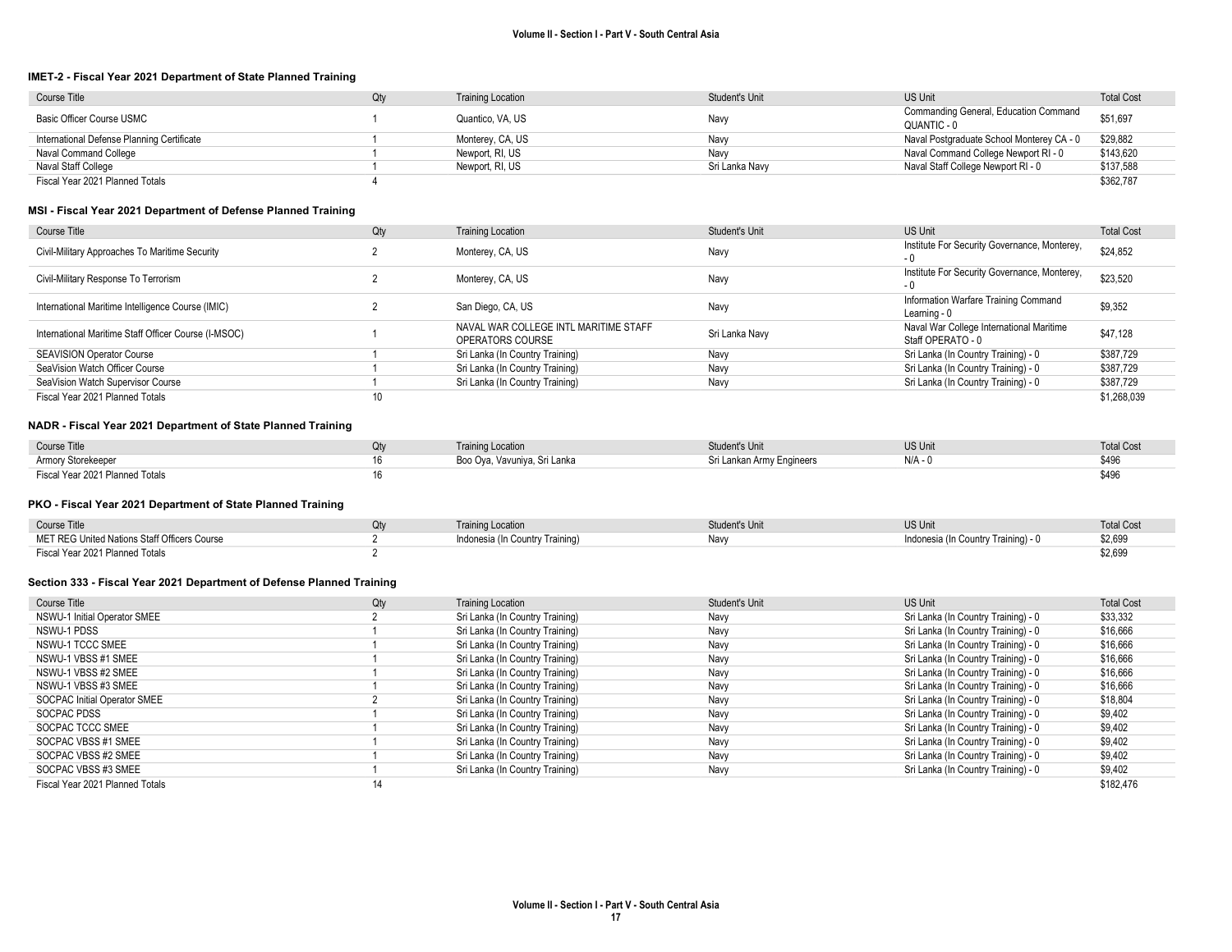#### IMET-2 - Fiscal Year 2021 Department of State Planned Training

| Course Title | Qty | Training Location | Student's Unit | US Unit | Total Cost |
|---|---|---|---|---|---|
| Basic Officer Course USMC | 1 | Quantico, VA, US | Navy | Commanding General, Education Command QUANTIC - 0 | $51,697 |
| International Defense Planning Certificate | 1 | Monterey, CA, US | Navy | Naval Postgraduate School Monterey CA - 0 | $29,882 |
| Naval Command College | 1 | Newport, RI, US | Navy | Naval Command College Newport RI - 0 | $143,620 |
| Naval Staff College | 1 | Newport, RI, US | Sri Lanka Navy | Naval Staff College Newport RI - 0 | $137,588 |
| Fiscal Year 2021 Planned Totals | 4 | | | | $362,787 |

#### MSI - Fiscal Year 2021 Department of Defense Planned Training

| Course Title | Qty | Training Location | Student's Unit | US Unit | Total Cost |
|---|---|---|---|---|---|
| Civil-Military Approaches To Maritime Security | 2 | Monterey, CA, US | Navy | Institute For Security Governance, Monterey, - 0 | $24,852 |
| Civil-Military Response To Terrorism | 2 | Monterey, CA, US | Navy | Institute For Security Governance, Monterey, - 0 | $23,520 |
| International Maritime Intelligence Course (IMIC) | 2 | San Diego, CA, US | Navy | Information Warfare Training Command Learning - 0 | $9,352 |
| International Maritime Staff Officer Course (I-MSOC) | 1 | NAVAL WAR COLLEGE INTL MARITIME STAFF OPERATORS COURSE | Sri Lanka Navy | Naval War College International Maritime Staff OPERATO - 0 | $47,128 |
| SEAVISION Operator Course | 1 | Sri Lanka (In Country Training) | Navy | Sri Lanka (In Country Training) - 0 | $387,729 |
| SeaVision Watch Officer Course | 1 | Sri Lanka (In Country Training) | Navy | Sri Lanka (In Country Training) - 0 | $387,729 |
| SeaVision Watch Supervisor Course | 1 | Sri Lanka (In Country Training) | Navy | Sri Lanka (In Country Training) - 0 | $387,729 |
| Fiscal Year 2021 Planned Totals | 10 | | | | $1,268,039 |

#### NADR - Fiscal Year 2021 Department of State Planned Training

| Course Title | Qty | Training Location | Student's Unit | US Unit | Total Cost |
|---|---|---|---|---|---|
| Armory Storekeeper | 16 | Boo Oya, Vavuniya, Sri Lanka | Sri Lankan Army Engineers | N/A - 0 | $496 |
| Fiscal Year 2021 Planned Totals | 16 | | | | $496 |

#### PKO - Fiscal Year 2021 Department of State Planned Training

| Course Title | Qty | Training Location | Student's Unit | US Unit | Total Cost |
|---|---|---|---|---|---|
| MET REG United Nations Staff Officers Course | 2 | Indonesia (In Country Training) | Navy | Indonesia (In Country Training) - 0 | $2,699 |
| Fiscal Year 2021 Planned Totals | 2 | | | | $2,699 |

#### Section 333 - Fiscal Year 2021 Department of Defense Planned Training

| Course Title | Qty | Training Location | Student's Unit | US Unit | Total Cost |
|---|---|---|---|---|---|
| NSWU-1 Initial Operator SMEE | 2 | Sri Lanka (In Country Training) | Navy | Sri Lanka (In Country Training) - 0 | $33,332 |
| NSWU-1 PDSS | 1 | Sri Lanka (In Country Training) | Navy | Sri Lanka (In Country Training) - 0 | $16,666 |
| NSWU-1 TCCC SMEE | 1 | Sri Lanka (In Country Training) | Navy | Sri Lanka (In Country Training) - 0 | $16,666 |
| NSWU-1 VBSS #1 SMEE | 1 | Sri Lanka (In Country Training) | Navy | Sri Lanka (In Country Training) - 0 | $16,666 |
| NSWU-1 VBSS #2 SMEE | 1 | Sri Lanka (In Country Training) | Navy | Sri Lanka (In Country Training) - 0 | $16,666 |
| NSWU-1 VBSS #3 SMEE | 1 | Sri Lanka (In Country Training) | Navy | Sri Lanka (In Country Training) - 0 | $16,666 |
| SOCPAC Initial Operator SMEE | 2 | Sri Lanka (In Country Training) | Navy | Sri Lanka (In Country Training) - 0 | $18,804 |
| SOCPAC PDSS | 1 | Sri Lanka (In Country Training) | Navy | Sri Lanka (In Country Training) - 0 | $9,402 |
| SOCPAC TCCC SMEE | 1 | Sri Lanka (In Country Training) | Navy | Sri Lanka (In Country Training) - 0 | $9,402 |
| SOCPAC VBSS #1 SMEE | 1 | Sri Lanka (In Country Training) | Navy | Sri Lanka (In Country Training) - 0 | $9,402 |
| SOCPAC VBSS #2 SMEE | 1 | Sri Lanka (In Country Training) | Navy | Sri Lanka (In Country Training) - 0 | $9,402 |
| SOCPAC VBSS #3 SMEE | 1 | Sri Lanka (In Country Training) | Navy | Sri Lanka (In Country Training) - 0 | $9,402 |
| Fiscal Year 2021 Planned Totals | 14 | | | | $182,476 |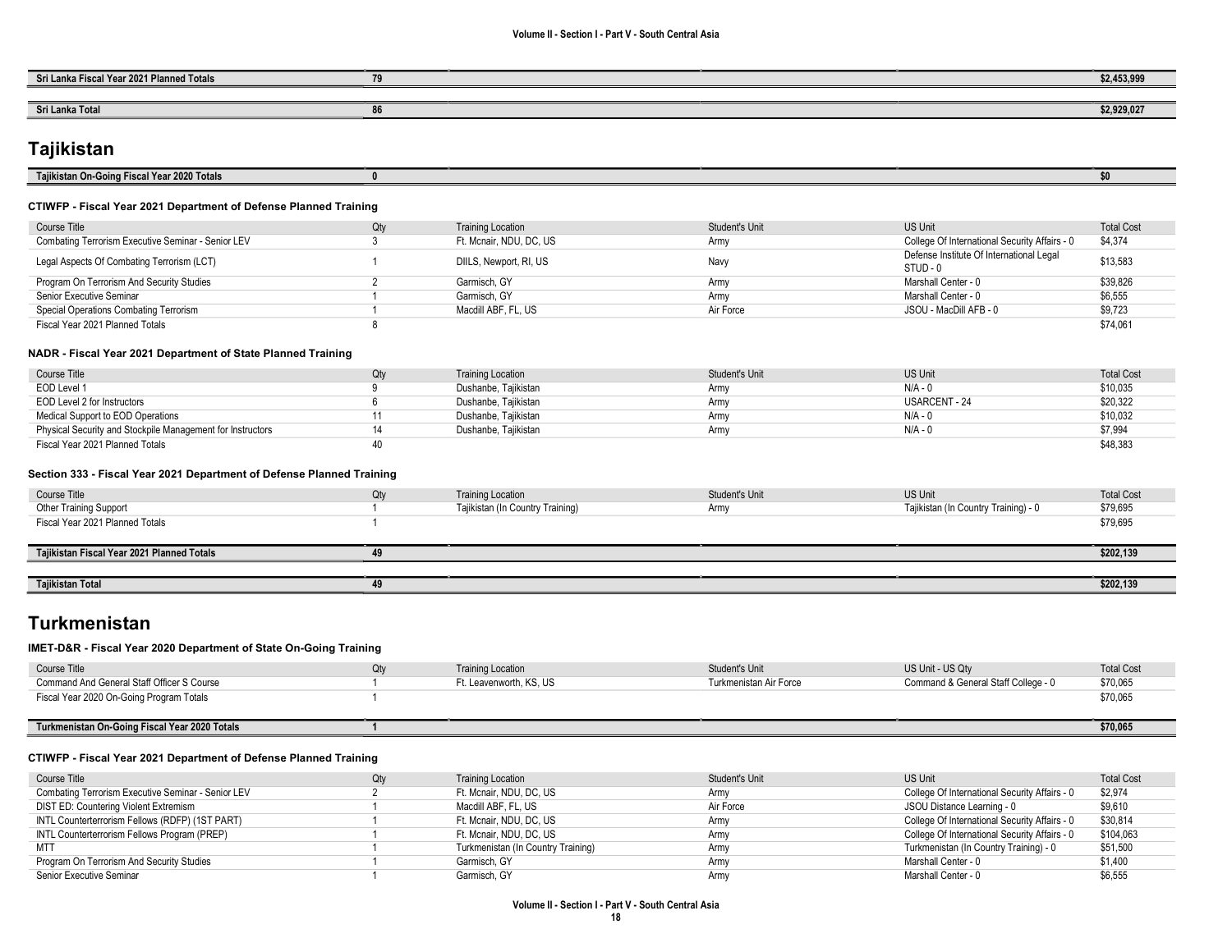| Sri Lanka Fiscal Year 2021 Planned Totals | 79 | | | | $2,453,999 |
|---|---|---|---|---|---|
| **Sri Lanka Total** | **86** | | | | **$2,929,027** |

# Tajikistan

| Tajikistan On-Going Fiscal Year 2020 Totals | 0 | | | | $0 |
|---|---|---|---|---|---|

### CTIWFP - Fiscal Year 2021 Department of Defense Planned Training

| Course Title | Qty | Training Location | Student's Unit | US Unit | Total Cost |
|---|---|---|---|---|---|
| Combating Terrorism Executive Seminar - Senior LEV | 3 | Ft. Mcnair, NDU, DC, US | Army | College Of International Security Affairs - 0 | $4,374 |
| Legal Aspects Of Combating Terrorism (LCT) | 1 | DIILS, Newport, RI, US | Navy | Defense Institute Of International Legal STUD - 0 | $13,583 |
| Program On Terrorism And Security Studies | 2 | Garmisch, GY | Army | Marshall Center - 0 | $39,826 |
| Senior Executive Seminar | 1 | Garmisch, GY | Army | Marshall Center - 0 | $6,555 |
| Special Operations Combating Terrorism | 1 | Macdill ABF, FL, US | Air Force | JSOU - MacDill AFB - 0 | $9,723 |
| Fiscal Year 2021 Planned Totals | 8 | | | | $74,061 |

### NADR - Fiscal Year 2021 Department of State Planned Training

| Course Title | Qty | Training Location | Student's Unit | US Unit | Total Cost |
|---|---|---|---|---|---|
| EOD Level 1 | 9 | Dushanbe, Tajikistan | Army | N/A - 0 | $10,035 |
| EOD Level 2 for Instructors | 6 | Dushanbe, Tajikistan | Army | USARCENT - 24 | $20,322 |
| Medical Support to EOD Operations | 11 | Dushanbe, Tajikistan | Army | N/A - 0 | $10,032 |
| Physical Security and Stockpile Management for Instructors | 14 | Dushanbe, Tajikistan | Army | N/A - 0 | $7,994 |
| Fiscal Year 2021 Planned Totals | 40 | | | | $48,383 |

### Section 333 - Fiscal Year 2021 Department of Defense Planned Training

| Course Title | Qty | Training Location | Student's Unit | US Unit | Total Cost |
|---|---|---|---|---|---|
| Other Training Support | 1 | Tajikistan (In Country Training) | Army | Tajikistan (In Country Training) - 0 | $79,695 |
| Fiscal Year 2021 Planned Totals | 1 | | | | $79,695 |

| Tajikistan Fiscal Year 2021 Planned Totals | 49 | | | | $202,139 |
|---|---|---|---|---|---|
| **Tajikistan Total** | **49** | | | | **$202,139** |

# Turkmenistan

### IMET-D&R - Fiscal Year 2020 Department of State On-Going Training

| Course Title | Qty | Training Location | Student's Unit | US Unit - US Qty | Total Cost |
|---|---|---|---|---|---|
| Command And General Staff Officer S Course | 1 | Ft. Leavenworth, KS, US | Turkmenistan Air Force | Command & General Staff College - 0 | $70,065 |
| Fiscal Year 2020 On-Going Program Totals | 1 | | | | $70,065 |

| Turkmenistan On-Going Fiscal Year 2020 Totals | 1 | | | | $70,065 |
|---|---|---|---|---|---|

### CTIWFP - Fiscal Year 2021 Department of Defense Planned Training

| Course Title | Qty | Training Location | Student's Unit | US Unit | Total Cost |
|---|---|---|---|---|---|
| Combating Terrorism Executive Seminar - Senior LEV | 2 | Ft. Mcnair, NDU, DC, US | Army | College Of International Security Affairs - 0 | $2,974 |
| DIST ED: Countering Violent Extremism | 1 | Macdill ABF, FL, US | Air Force | JSOU Distance Learning - 0 | $9,610 |
| INTL Counterterrorism Fellows (RDFP) (1ST PART) | 1 | Ft. Mcnair, NDU, DC, US | Army | College Of International Security Affairs - 0 | $30,814 |
| INTL Counterterrorism Fellows Program (PREP) | 1 | Ft. Mcnair, NDU, DC, US | Army | College Of International Security Affairs - 0 | $104,063 |
| MTT | 1 | Turkmenistan (In Country Training) | Army | Turkmenistan (In Country Training) - 0 | $51,500 |
| Program On Terrorism And Security Studies | 1 | Garmisch, GY | Army | Marshall Center - 0 | $1,400 |
| Senior Executive Seminar | 1 | Garmisch, GY | Army | Marshall Center - 0 | $6,555 |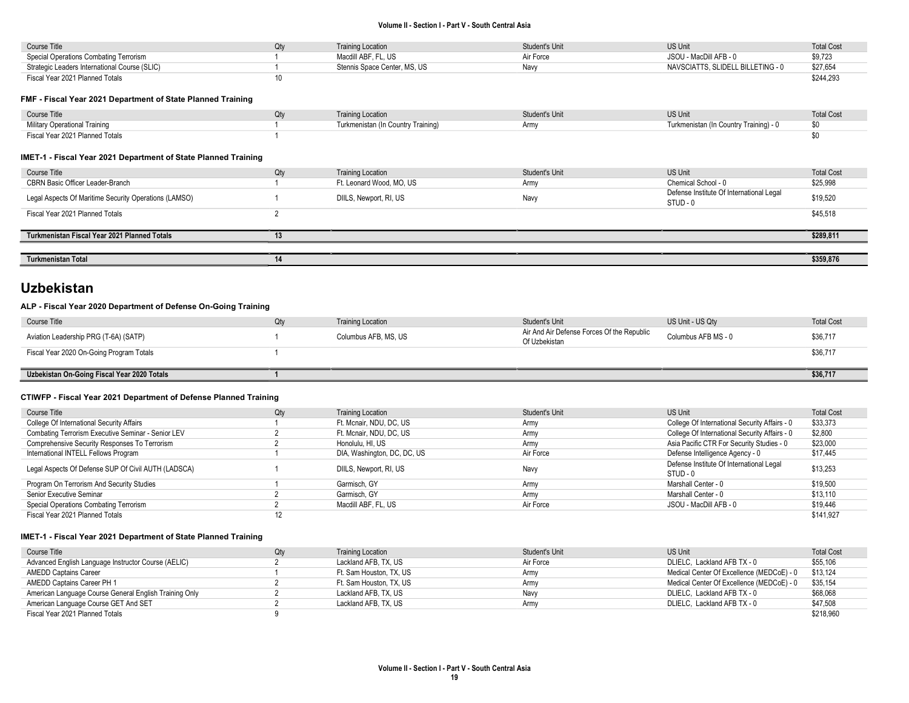| Course Title | Qty | Training Location | Student's Unit | US Unit | Total Cost |
|---|---|---|---|---|---|
| Special Operations Combating Terrorism | 1 | Macdill ABF, FL, US | Air Force | JSOU - MacDill AFB - 0 | $9,723 |
| Strategic Leaders International Course (SLIC) | 1 | Stennis Space Center, MS, US | Navy | NAVSCIATTS, SLIDELL BILLETING - 0 | $27,654 |
| Fiscal Year 2021 Planned Totals | 10 | | | | $244,293 |

#### FMF - Fiscal Year 2021 Department of State Planned Training

| Course Title | Qty | Training Location | Student's Unit | US Unit | Total Cost |
|---|---|---|---|---|---|
| Military Operational Training | 1 | Turkmenistan (In Country Training) | Army | Turkmenistan (In Country Training) - 0 | $0 |
| Fiscal Year 2021 Planned Totals | 1 | | | | $0 |

#### IMET-1 - Fiscal Year 2021 Department of State Planned Training

| Course Title | Qty | Training Location | Student's Unit | US Unit | Total Cost |
|---|---|---|---|---|---|
| CBRN Basic Officer Leader-Branch | 1 | Ft. Leonard Wood, MO, US | Army | Chemical School - 0 | $25,998 |
| Legal Aspects Of Maritime Security Operations (LAMSO) | 1 | DIILS, Newport, RI, US | Navy | Defense Institute Of International Legal STUD - 0 | $19,520 |
| Fiscal Year 2021 Planned Totals | 2 | | | | $45,518 |

| | | | | | |
|---|---|---|---|---|---|
| **Turkmenistan Fiscal Year 2021 Planned Totals** | **13** | | | | **$289,811** |

| | | | | | |
|---|---|---|---|---|---|
| **Turkmenistan Total** | **14** | | | | **$359,876** |

## Uzbekistan

#### ALP - Fiscal Year 2020 Department of Defense On-Going Training

| Course Title | Qty | Training Location | Student's Unit | US Unit - US Qty | Total Cost |
|---|---|---|---|---|---|
| Aviation Leadership PRG (T-6A) (SATP) | 1 | Columbus AFB, MS, US | Air And Air Defense Forces Of the Republic Of Uzbekistan | Columbus AFB MS - 0 | $36,717 |
| Fiscal Year 2020 On-Going Program Totals | 1 | | | | $36,717 |

| | | | | | |
|---|---|---|---|---|---|
| **Uzbekistan On-Going Fiscal Year 2020 Totals** | **1** | | | | **$36,717** |

#### CTIWFP - Fiscal Year 2021 Department of Defense Planned Training

| Course Title | Qty | Training Location | Student's Unit | US Unit | Total Cost |
|---|---|---|---|---|---|
| College Of International Security Affairs | 1 | Ft. Mcnair, NDU, DC, US | Army | College Of International Security Affairs - 0 | $33,373 |
| Combating Terrorism Executive Seminar - Senior LEV | 2 | Ft. Mcnair, NDU, DC, US | Army | College Of International Security Affairs - 0 | $2,800 |
| Comprehensive Security Responses To Terrorism | 2 | Honolulu, HI, US | Army | Asia Pacific CTR For Security Studies - 0 | $23,000 |
| International INTELL Fellows Program | 1 | DIA, Washington, DC, DC, US | Air Force | Defense Intelligence Agency - 0 | $17,445 |
| Legal Aspects Of Defense SUP Of Civil AUTH (LADSCA) | 1 | DIILS, Newport, RI, US | Navy | Defense Institute Of International Legal STUD - 0 | $13,253 |
| Program On Terrorism And Security Studies | 1 | Garmisch, GY | Army | Marshall Center - 0 | $19,500 |
| Senior Executive Seminar | 2 | Garmisch, GY | Army | Marshall Center - 0 | $13,110 |
| Special Operations Combating Terrorism | 2 | Macdill ABF, FL, US | Air Force | JSOU - MacDill AFB - 0 | $19,446 |
| Fiscal Year 2021 Planned Totals | 12 | | | | $141,927 |

#### IMET-1 - Fiscal Year 2021 Department of State Planned Training

| Course Title | Qty | Training Location | Student's Unit | US Unit | Total Cost |
|---|---|---|---|---|---|
| Advanced English Language Instructor Course (AELIC) | 2 | Lackland AFB, TX, US | Air Force | DLIELC, Lackland AFB TX - 0 | $55,106 |
| AMEDD Captains Career | 1 | Ft. Sam Houston, TX, US | Army | Medical Center Of Excellence (MEDCoE) - 0 | $13,124 |
| AMEDD Captains Career PH 1 | 2 | Ft. Sam Houston, TX, US | Army | Medical Center Of Excellence (MEDCoE) - 0 | $35,154 |
| American Language Course General English Training Only | 2 | Lackland AFB, TX, US | Navy | DLIELC, Lackland AFB TX - 0 | $68,068 |
| American Language Course GET And SET | 2 | Lackland AFB, TX, US | Army | DLIELC, Lackland AFB TX - 0 | $47,508 |
| Fiscal Year 2021 Planned Totals | 9 | | | | $218,960 |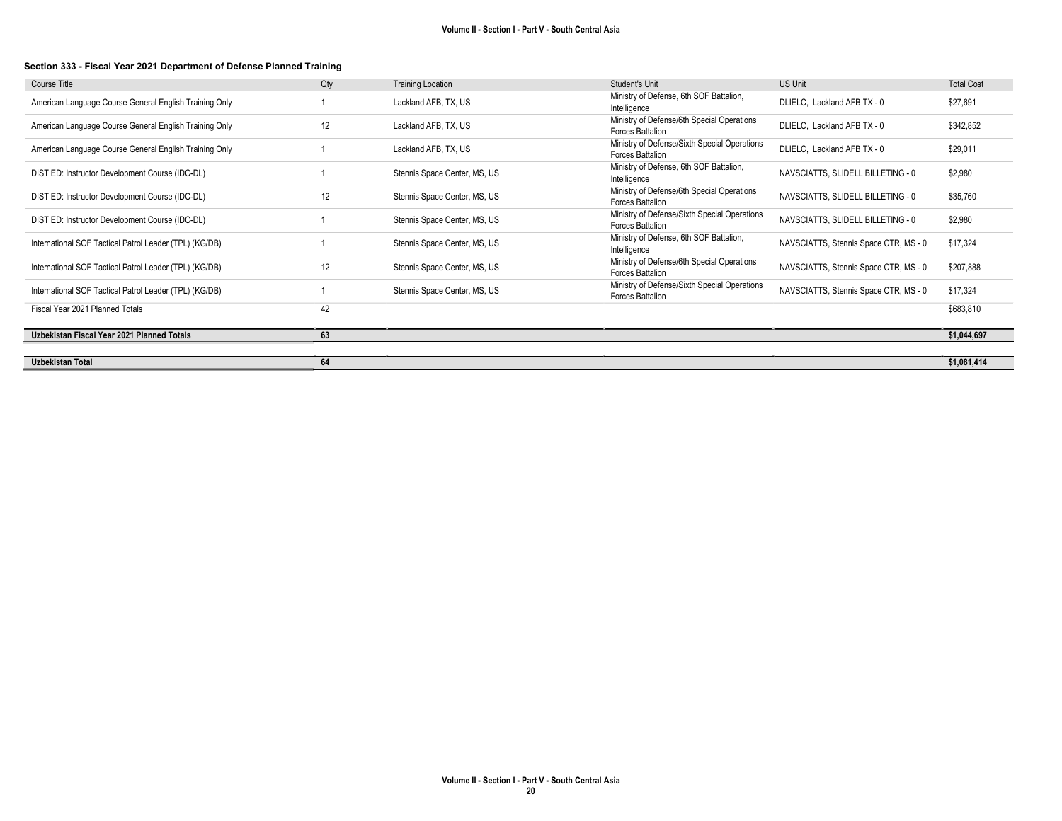### Section 333 - Fiscal Year 2021 Department of Defense Planned Training

| Course Title | Qty | Training Location | Student's Unit | US Unit | Total Cost |
|---|---|---|---|---|---|
| American Language Course General English Training Only | 1 | Lackland AFB, TX, US | Ministry of Defense, 6th SOF Battalion, Intelligence | DLIELC, Lackland AFB TX - 0 | $27,691 |
| American Language Course General English Training Only | 12 | Lackland AFB, TX, US | Ministry of Defense/6th Special Operations Forces Battalion | DLIELC, Lackland AFB TX - 0 | $342,852 |
| American Language Course General English Training Only | 1 | Lackland AFB, TX, US | Ministry of Defense/Sixth Special Operations Forces Battalion | DLIELC, Lackland AFB TX - 0 | $29,011 |
| DIST ED: Instructor Development Course (IDC-DL) | 1 | Stennis Space Center, MS, US | Ministry of Defense, 6th SOF Battalion, Intelligence | NAVSCIATTS, SLIDELL BILLETING - 0 | $2,980 |
| DIST ED: Instructor Development Course (IDC-DL) | 12 | Stennis Space Center, MS, US | Ministry of Defense/6th Special Operations Forces Battalion | NAVSCIATTS, SLIDELL BILLETING - 0 | $35,760 |
| DIST ED: Instructor Development Course (IDC-DL) | 1 | Stennis Space Center, MS, US | Ministry of Defense/Sixth Special Operations Forces Battalion | NAVSCIATTS, SLIDELL BILLETING - 0 | $2,980 |
| International SOF Tactical Patrol Leader (TPL) (KG/DB) | 1 | Stennis Space Center, MS, US | Ministry of Defense, 6th SOF Battalion, Intelligence | NAVSCIATTS, Stennis Space CTR, MS - 0 | $17,324 |
| International SOF Tactical Patrol Leader (TPL) (KG/DB) | 12 | Stennis Space Center, MS, US | Ministry of Defense/6th Special Operations Forces Battalion | NAVSCIATTS, Stennis Space CTR, MS - 0 | $207,888 |
| International SOF Tactical Patrol Leader (TPL) (KG/DB) | 1 | Stennis Space Center, MS, US | Ministry of Defense/Sixth Special Operations Forces Battalion | NAVSCIATTS, Stennis Space CTR, MS - 0 | $17,324 |
| Fiscal Year 2021 Planned Totals | 42 | | | | $683,810 |
| **Uzbekistan Fiscal Year 2021 Planned Totals** | **63** | | | | **$1,044,697** |
| **Uzbekistan Total** | **64** | | | | **$1,081,414** |